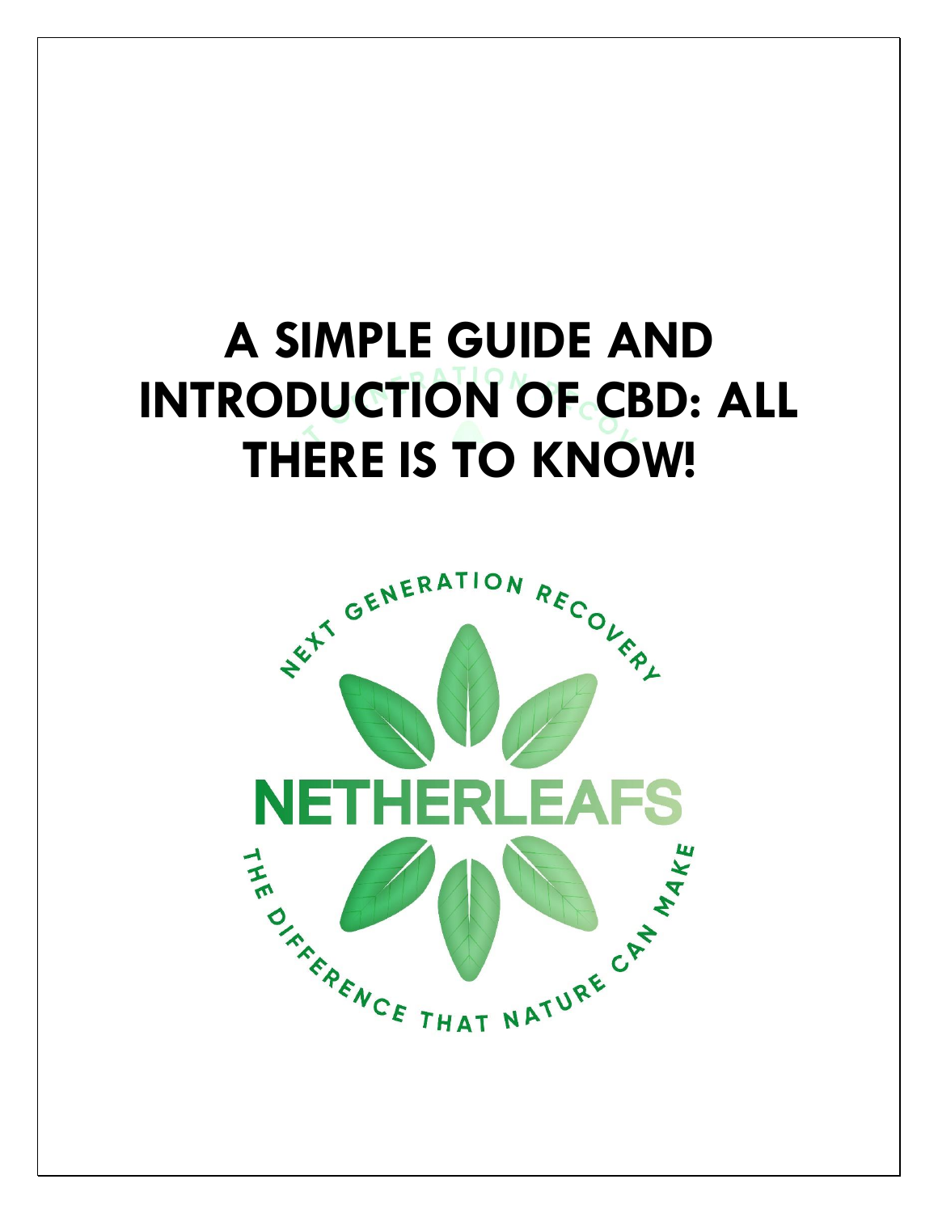# A SIMPLE GUIDE AND INTRODUCTION OF CBD: ALL THERE IS TO KNOW!

NEXT GENERATION RECOVERY

NETHERLEAFS

THE DIFFERENCE THAT NATURE CAN MAKE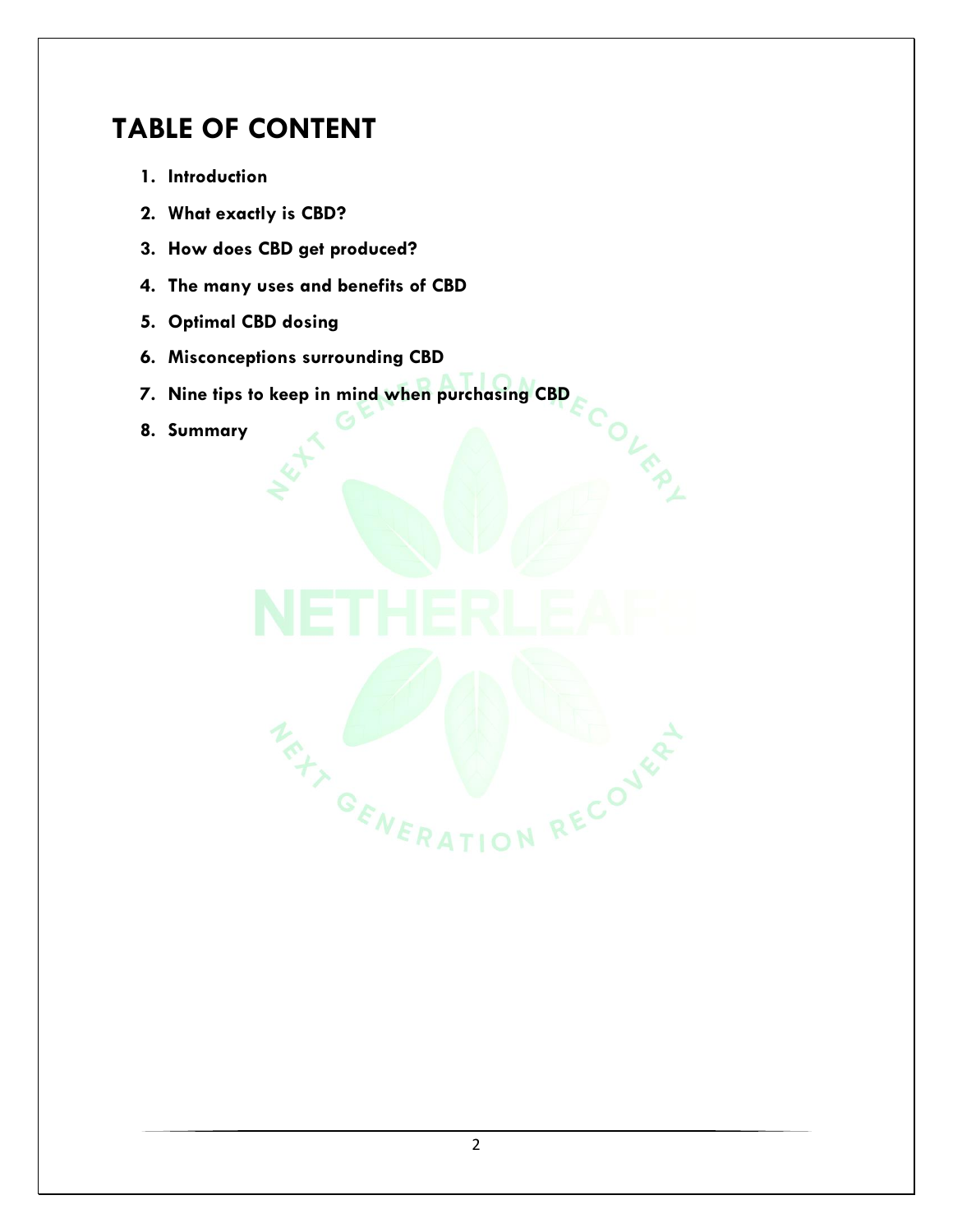# TABLE OF CONTENT

1. **Introduction**
2. **What exactly is CBD?**
3. **How does CBD get produced?**
4. **The many uses and benefits of CBD**
5. **Optimal CBD dosing**
6. **Misconceptions surrounding CBD**
7. **Nine tips to keep in mind when purchasing CBD**
8. **Summary**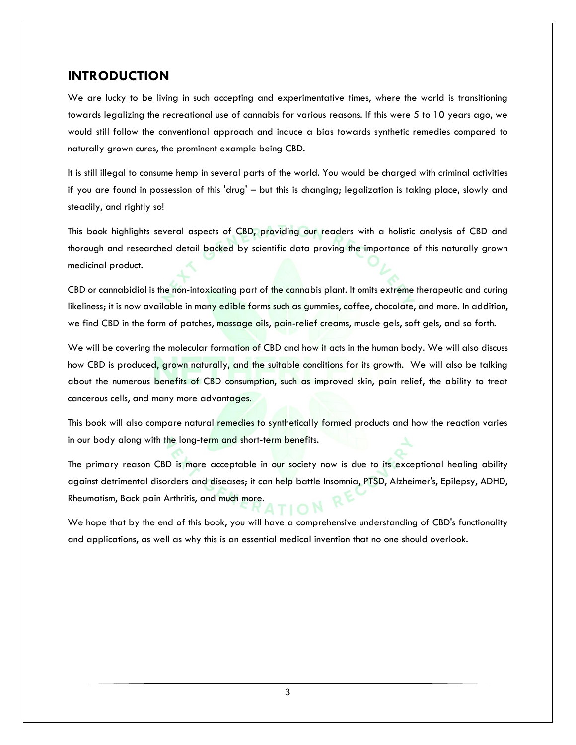## INTRODUCTION

We are lucky to be living in such accepting and experimentative times, where the world is transitioning towards legalizing the recreational use of cannabis for various reasons. If this were 5 to 10 years ago, we would still follow the conventional approach and induce a bias towards synthetic remedies compared to naturally grown cures, the prominent example being CBD.

It is still illegal to consume hemp in several parts of the world. You would be charged with criminal activities if you are found in possession of this 'drug' – but this is changing; legalization is taking place, slowly and steadily, and rightly so!

This book highlights several aspects of CBD, providing our readers with a holistic analysis of CBD and thorough and researched detail backed by scientific data proving the importance of this naturally grown medicinal product.

CBD or cannabidiol is the non-intoxicating part of the cannabis plant. It omits extreme therapeutic and curing likeliness; it is now available in many edible forms such as gummies, coffee, chocolate, and more. In addition, we find CBD in the form of patches, massage oils, pain-relief creams, muscle gels, soft gels, and so forth.

We will be covering the molecular formation of CBD and how it acts in the human body. We will also discuss how CBD is produced, grown naturally, and the suitable conditions for its growth. We will also be talking about the numerous benefits of CBD consumption, such as improved skin, pain relief, the ability to treat cancerous cells, and many more advantages.

This book will also compare natural remedies to synthetically formed products and how the reaction varies in our body along with the long-term and short-term benefits.

The primary reason CBD is more acceptable in our society now is due to its exceptional healing ability against detrimental disorders and diseases; it can help battle Insomnia, PTSD, Alzheimer's, Epilepsy, ADHD, Rheumatism, Back pain Arthritis, and much more.

We hope that by the end of this book, you will have a comprehensive understanding of CBD's functionality and applications, as well as why this is an essential medical invention that no one should overlook.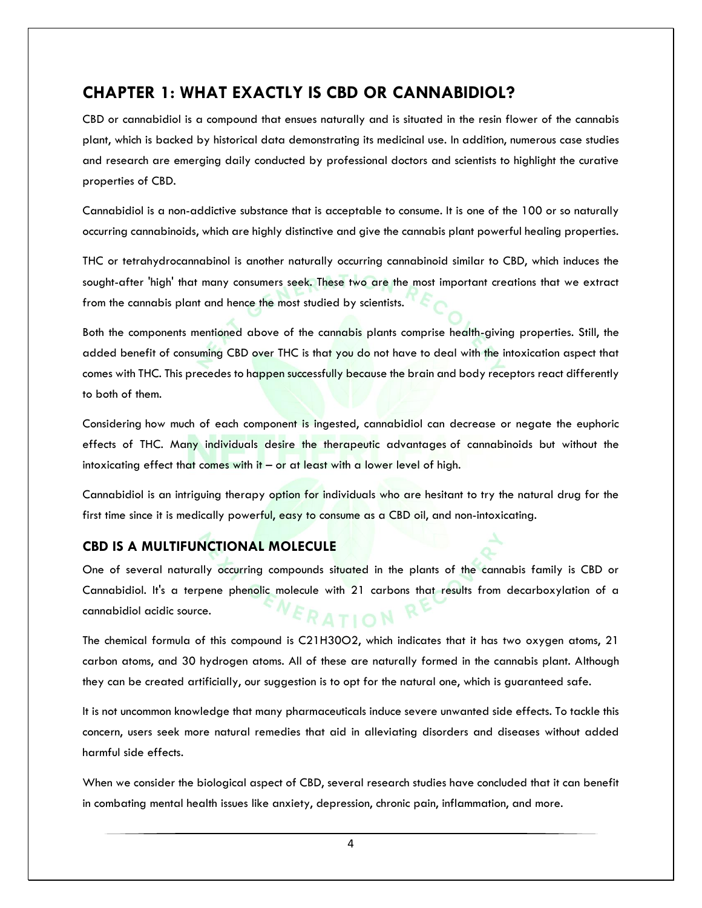## CHAPTER 1: WHAT EXACTLY IS CBD OR CANNABIDIOL?

CBD or cannabidiol is a compound that ensues naturally and is situated in the resin flower of the cannabis plant, which is backed by historical data demonstrating its medicinal use. In addition, numerous case studies and research are emerging daily conducted by professional doctors and scientists to highlight the curative properties of CBD.

Cannabidiol is a non-addictive substance that is acceptable to consume. It is one of the 100 or so naturally occurring cannabinoids, which are highly distinctive and give the cannabis plant powerful healing properties.

THC or tetrahydrocannabinol is another naturally occurring cannabinoid similar to CBD, which induces the sought-after 'high' that many consumers seek. These two are the most important creations that we extract from the cannabis plant and hence the most studied by scientists.

Both the components mentioned above of the cannabis plants comprise health-giving properties. Still, the added benefit of consuming CBD over THC is that you do not have to deal with the intoxication aspect that comes with THC. This precedes to happen successfully because the brain and body receptors react differently to both of them.

Considering how much of each component is ingested, cannabidiol can decrease or negate the euphoric effects of THC. Many individuals desire the therapeutic advantages of cannabinoids but without the intoxicating effect that comes with it – or at least with a lower level of high.

Cannabidiol is an intriguing therapy option for individuals who are hesitant to try the natural drug for the first time since it is medically powerful, easy to consume as a CBD oil, and non-intoxicating.

### CBD IS A MULTIFUNCTIONAL MOLECULE

One of several naturally occurring compounds situated in the plants of the cannabis family is CBD or Cannabidiol. It's a terpene phenolic molecule with 21 carbons that results from decarboxylation of a cannabidiol acidic source.

The chemical formula of this compound is $C_{21}H_{30}O_2$, which indicates that it has two oxygen atoms, 21 carbon atoms, and 30 hydrogen atoms. All of these are naturally formed in the cannabis plant. Although they can be created artificially, our suggestion is to opt for the natural one, which is guaranteed safe.

It is not uncommon knowledge that many pharmaceuticals induce severe unwanted side effects. To tackle this concern, users seek more natural remedies that aid in alleviating disorders and diseases without added harmful side effects.

When we consider the biological aspect of CBD, several research studies have concluded that it can benefit in combating mental health issues like anxiety, depression, chronic pain, inflammation, and more.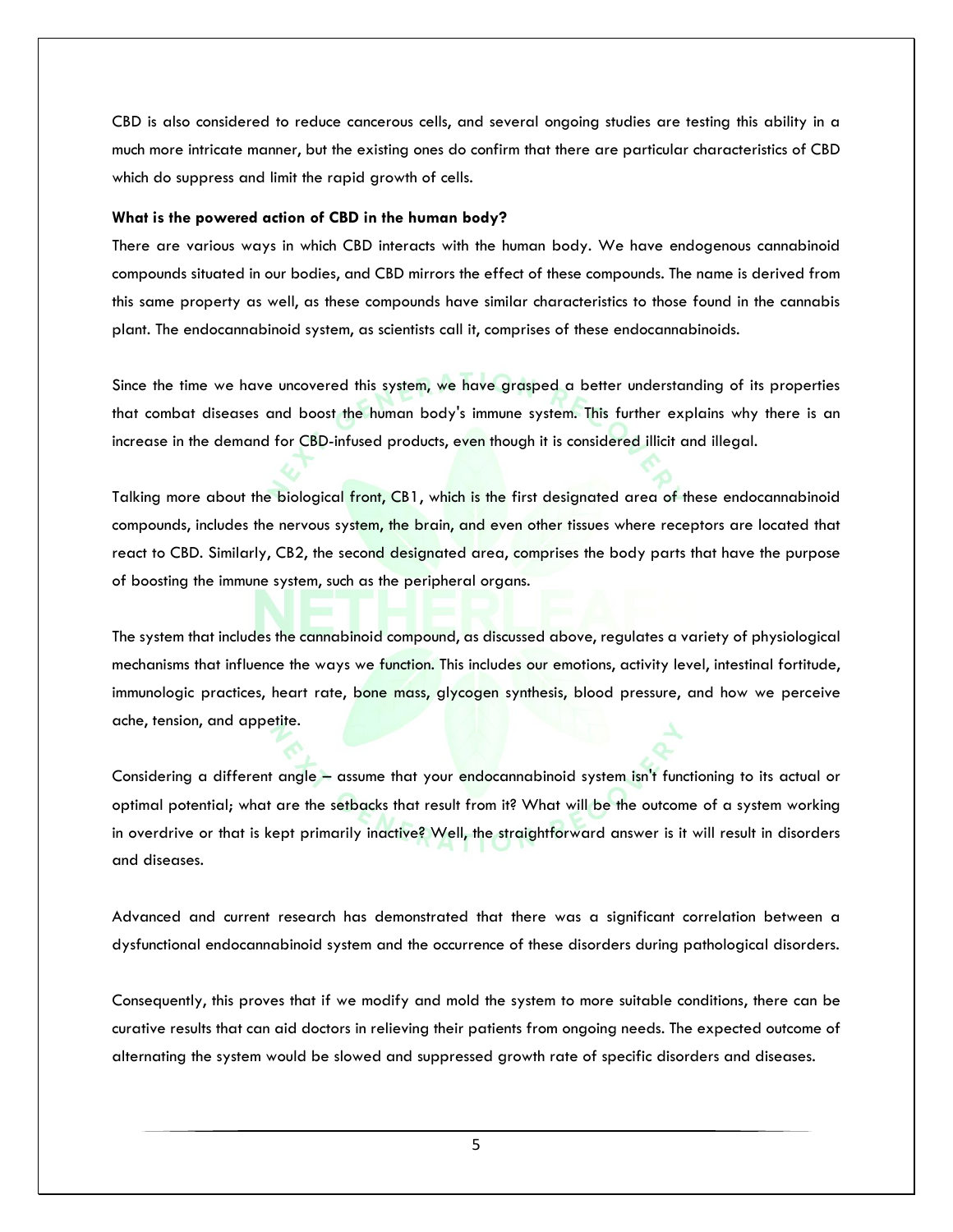CBD is also considered to reduce cancerous cells, and several ongoing studies are testing this ability in a much more intricate manner, but the existing ones do confirm that there are particular characteristics of CBD which do suppress and limit the rapid growth of cells.

**What is the powered action of CBD in the human body?**

There are various ways in which CBD interacts with the human body. We have endogenous cannabinoid compounds situated in our bodies, and CBD mirrors the effect of these compounds. The name is derived from this same property as well, as these compounds have similar characteristics to those found in the cannabis plant. The endocannabinoid system, as scientists call it, comprises of these endocannabinoids.

Since the time we have uncovered this system, we have grasped a better understanding of its properties that combat diseases and boost the human body's immune system. This further explains why there is an increase in the demand for CBD-infused products, even though it is considered illicit and illegal.

Talking more about the biological front, CB1, which is the first designated area of these endocannabinoid compounds, includes the nervous system, the brain, and even other tissues where receptors are located that react to CBD. Similarly, CB2, the second designated area, comprises the body parts that have the purpose of boosting the immune system, such as the peripheral organs.

The system that includes the cannabinoid compound, as discussed above, regulates a variety of physiological mechanisms that influence the ways we function. This includes our emotions, activity level, intestinal fortitude, immunologic practices, heart rate, bone mass, glycogen synthesis, blood pressure, and how we perceive ache, tension, and appetite.

Considering a different angle – assume that your endocannabinoid system isn't functioning to its actual or optimal potential; what are the setbacks that result from it? What will be the outcome of a system working in overdrive or that is kept primarily inactive? Well, the straightforward answer is it will result in disorders and diseases.

Advanced and current research has demonstrated that there was a significant correlation between a dysfunctional endocannabinoid system and the occurrence of these disorders during pathological disorders.

Consequently, this proves that if we modify and mold the system to more suitable conditions, there can be curative results that can aid doctors in relieving their patients from ongoing needs. The expected outcome of alternating the system would be slowed and suppressed growth rate of specific disorders and diseases.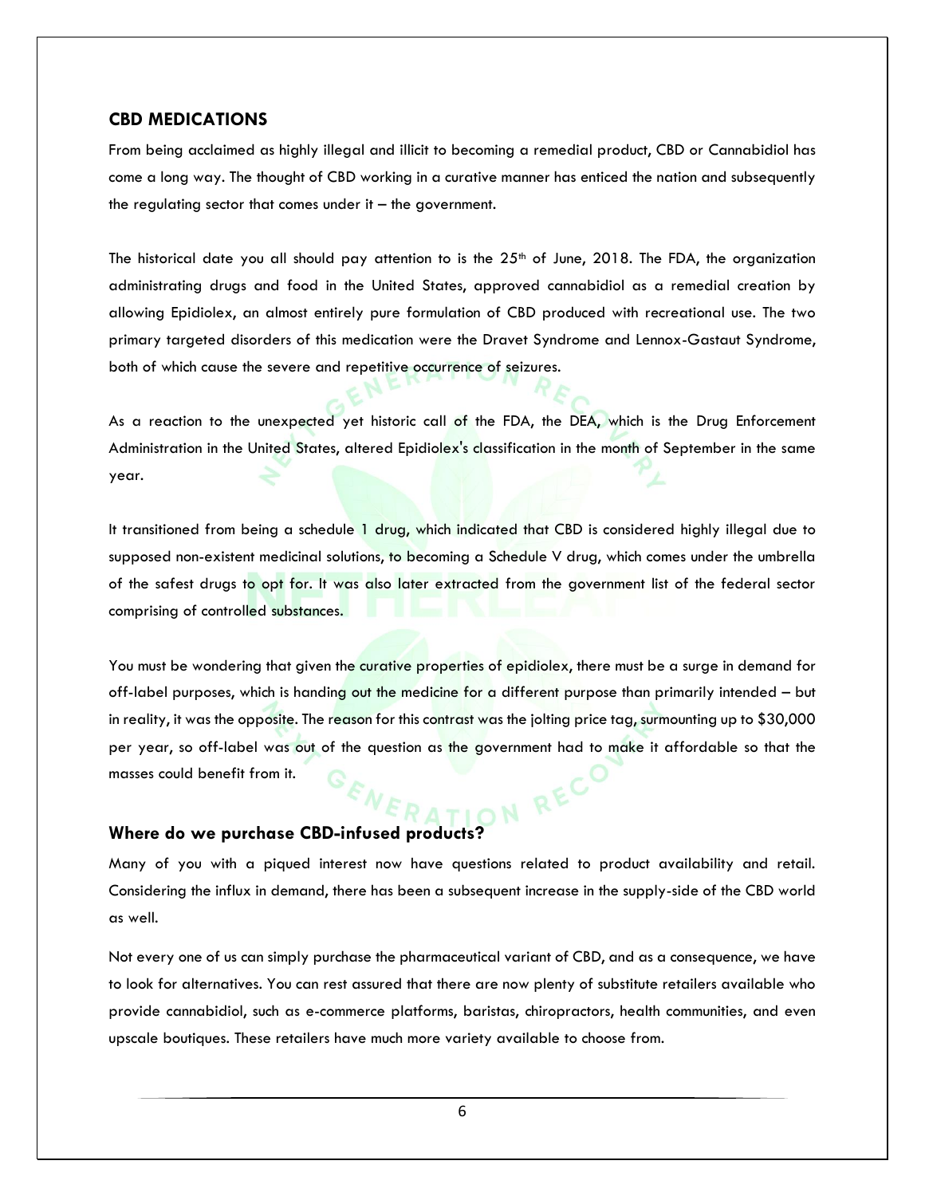## CBD MEDICATIONS

From being acclaimed as highly illegal and illicit to becoming a remedial product, CBD or Cannabidiol has come a long way. The thought of CBD working in a curative manner has enticed the nation and subsequently the regulating sector that comes under it – the government.

The historical date you all should pay attention to is the 25th of June, 2018. The FDA, the organization administrating drugs and food in the United States, approved cannabidiol as a remedial creation by allowing Epidiolex, an almost entirely pure formulation of CBD produced with recreational use. The two primary targeted disorders of this medication were the Dravet Syndrome and Lennox-Gastaut Syndrome, both of which cause the severe and repetitive occurrence of seizures.

As a reaction to the unexpected yet historic call of the FDA, the DEA, which is the Drug Enforcement Administration in the United States, altered Epidiolex's classification in the month of September in the same year.

It transitioned from being a schedule 1 drug, which indicated that CBD is considered highly illegal due to supposed non-existent medicinal solutions, to becoming a Schedule V drug, which comes under the umbrella of the safest drugs to opt for. It was also later extracted from the government list of the federal sector comprising of controlled substances.

You must be wondering that given the curative properties of epidiolex, there must be a surge in demand for off-label purposes, which is handing out the medicine for a different purpose than primarily intended – but in reality, it was the opposite. The reason for this contrast was the jolting price tag, surmounting up to $30,000 per year, so off-label was out of the question as the government had to make it affordable so that the masses could benefit from it.

### Where do we purchase CBD-infused products?

Many of you with a piqued interest now have questions related to product availability and retail. Considering the influx in demand, there has been a subsequent increase in the supply-side of the CBD world as well.

Not every one of us can simply purchase the pharmaceutical variant of CBD, and as a consequence, we have to look for alternatives. You can rest assured that there are now plenty of substitute retailers available who provide cannabidiol, such as e-commerce platforms, baristas, chiropractors, health communities, and even upscale boutiques. These retailers have much more variety available to choose from.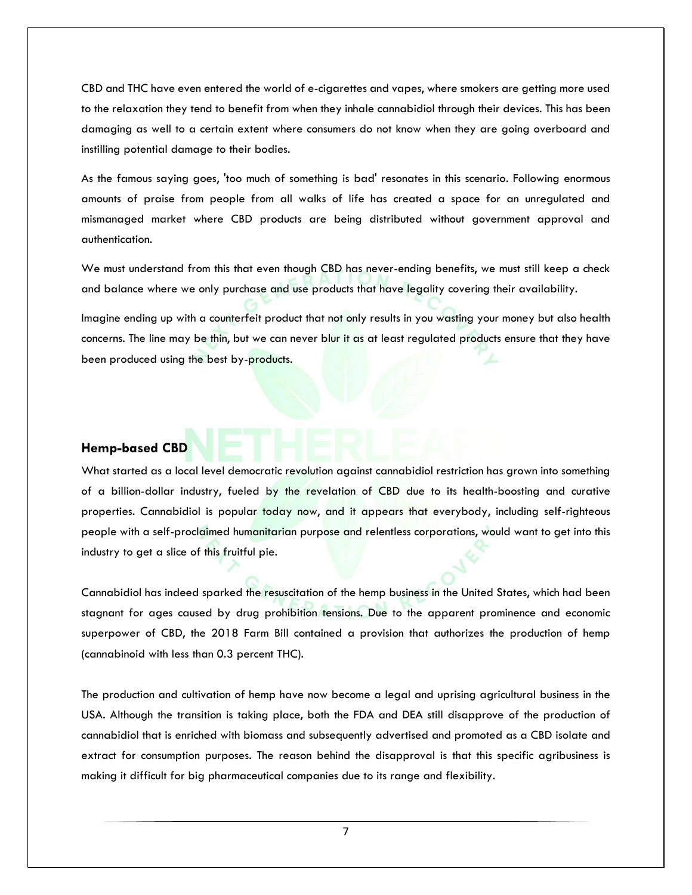CBD and THC have even entered the world of e-cigarettes and vapes, where smokers are getting more used to the relaxation they tend to benefit from when they inhale cannabidiol through their devices. This has been damaging as well to a certain extent where consumers do not know when they are going overboard and instilling potential damage to their bodies.

As the famous saying goes, 'too much of something is bad' resonates in this scenario. Following enormous amounts of praise from people from all walks of life has created a space for an unregulated and mismanaged market where CBD products are being distributed without government approval and authentication.

We must understand from this that even though CBD has never-ending benefits, we must still keep a check and balance where we only purchase and use products that have legality covering their availability.

Imagine ending up with a counterfeit product that not only results in you wasting your money but also health concerns. The line may be thin, but we can never blur it as at least regulated products ensure that they have been produced using the best by-products.

### Hemp-based CBD

What started as a local level democratic revolution against cannabidiol restriction has grown into something of a billion-dollar industry, fueled by the revelation of CBD due to its health-boosting and curative properties. Cannabidiol is popular today now, and it appears that everybody, including self-righteous people with a self-proclaimed humanitarian purpose and relentless corporations, would want to get into this industry to get a slice of this fruitful pie.

Cannabidiol has indeed sparked the resuscitation of the hemp business in the United States, which had been stagnant for ages caused by drug prohibition tensions. Due to the apparent prominence and economic superpower of CBD, the 2018 Farm Bill contained a provision that authorizes the production of hemp (cannabinoid with less than 0.3 percent THC).

The production and cultivation of hemp have now become a legal and uprising agricultural business in the USA. Although the transition is taking place, both the FDA and DEA still disapprove of the production of cannabidiol that is enriched with biomass and subsequently advertised and promoted as a CBD isolate and extract for consumption purposes. The reason behind the disapproval is that this specific agribusiness is making it difficult for big pharmaceutical companies due to its range and flexibility.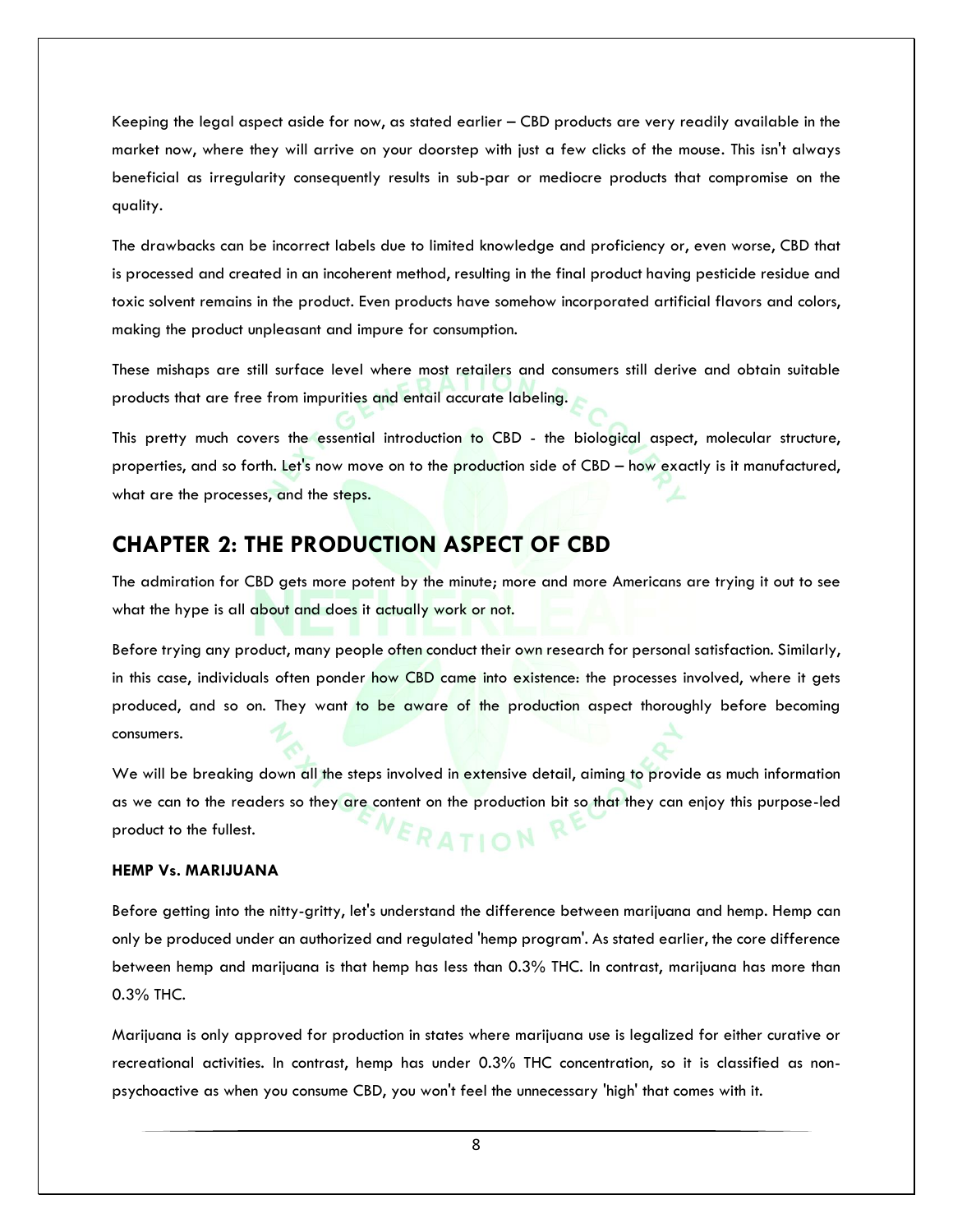Keeping the legal aspect aside for now, as stated earlier – CBD products are very readily available in the market now, where they will arrive on your doorstep with just a few clicks of the mouse. This isn't always beneficial as irregularity consequently results in sub-par or mediocre products that compromise on the quality.

The drawbacks can be incorrect labels due to limited knowledge and proficiency or, even worse, CBD that is processed and created in an incoherent method, resulting in the final product having pesticide residue and toxic solvent remains in the product. Even products have somehow incorporated artificial flavors and colors, making the product unpleasant and impure for consumption.

These mishaps are still surface level where most retailers and consumers still derive and obtain suitable products that are free from impurities and entail accurate labeling.

This pretty much covers the essential introduction to CBD - the biological aspect, molecular structure, properties, and so forth. Let's now move on to the production side of CBD – how exactly is it manufactured, what are the processes, and the steps.

## CHAPTER 2: THE PRODUCTION ASPECT OF CBD

The admiration for CBD gets more potent by the minute; more and more Americans are trying it out to see what the hype is all about and does it actually work or not.

Before trying any product, many people often conduct their own research for personal satisfaction. Similarly, in this case, individuals often ponder how CBD came into existence: the processes involved, where it gets produced, and so on. They want to be aware of the production aspect thoroughly before becoming consumers.

We will be breaking down all the steps involved in extensive detail, aiming to provide as much information as we can to the readers so they are content on the production bit so that they can enjoy this purpose-led product to the fullest.

#### HEMP Vs. MARIJUANA

Before getting into the nitty-gritty, let's understand the difference between marijuana and hemp. Hemp can only be produced under an authorized and regulated 'hemp program'. As stated earlier, the core difference between hemp and marijuana is that hemp has less than 0.3% THC. In contrast, marijuana has more than 0.3% THC.

Marijuana is only approved for production in states where marijuana use is legalized for either curative or recreational activities. In contrast, hemp has under 0.3% THC concentration, so it is classified as non-psychoactive as when you consume CBD, you won't feel the unnecessary 'high' that comes with it.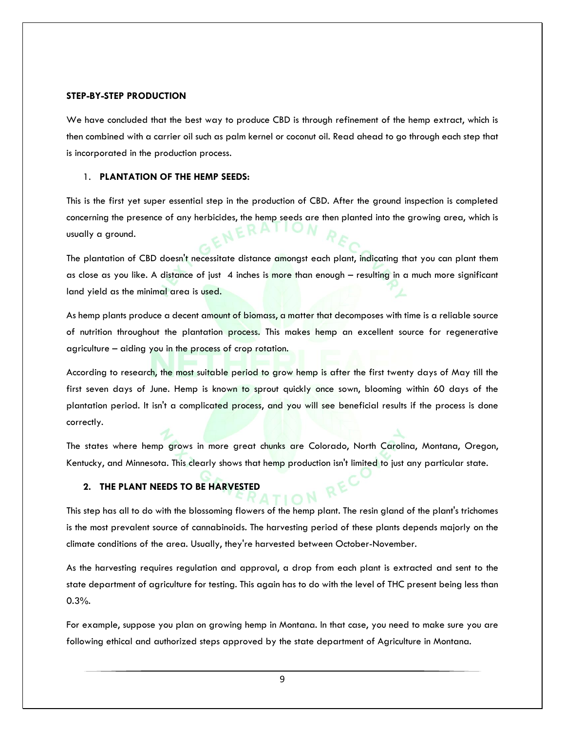## STEP-BY-STEP PRODUCTION

We have concluded that the best way to produce CBD is through refinement of the hemp extract, which is then combined with a carrier oil such as palm kernel or coconut oil. Read ahead to go through each step that is incorporated in the production process.

### 1. PLANTATION OF THE HEMP SEEDS:

This is the first yet super essential step in the production of CBD. After the ground inspection is completed concerning the presence of any herbicides, the hemp seeds are then planted into the growing area, which is usually a ground.

The plantation of CBD doesn't necessitate distance amongst each plant, indicating that you can plant them as close as you like. A distance of just 4 inches is more than enough – resulting in a much more significant land yield as the minimal area is used.

As hemp plants produce a decent amount of biomass, a matter that decomposes with time is a reliable source of nutrition throughout the plantation process. This makes hemp an excellent source for regenerative agriculture – aiding you in the process of crop rotation.

According to research, the most suitable period to grow hemp is after the first twenty days of May till the first seven days of June. Hemp is known to sprout quickly once sown, blooming within 60 days of the plantation period. It isn't a complicated process, and you will see beneficial results if the process is done correctly.

The states where hemp grows in more great chunks are Colorado, North Carolina, Montana, Oregon, Kentucky, and Minnesota. This clearly shows that hemp production isn't limited to just any particular state.

### 2. THE PLANT NEEDS TO BE HARVESTED

This step has all to do with the blossoming flowers of the hemp plant. The resin gland of the plant's trichomes is the most prevalent source of cannabinoids. The harvesting period of these plants depends majorly on the climate conditions of the area. Usually, they're harvested between October-November.

As the harvesting requires regulation and approval, a drop from each plant is extracted and sent to the state department of agriculture for testing. This again has to do with the level of THC present being less than 0.3%.

For example, suppose you plan on growing hemp in Montana. In that case, you need to make sure you are following ethical and authorized steps approved by the state department of Agriculture in Montana.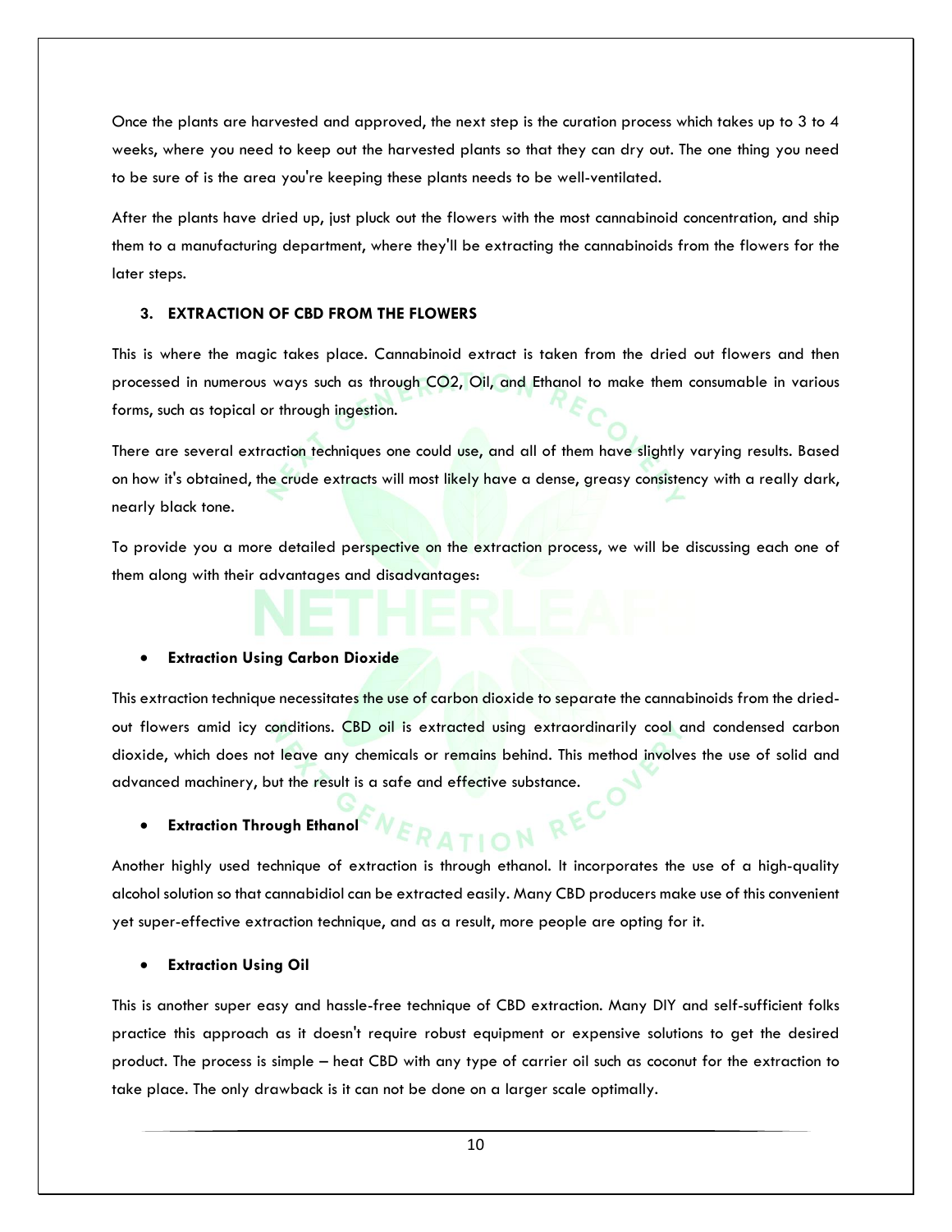Once the plants are harvested and approved, the next step is the curation process which takes up to 3 to 4 weeks, where you need to keep out the harvested plants so that they can dry out. The one thing you need to be sure of is the area you're keeping these plants needs to be well-ventilated.

After the plants have dried up, just pluck out the flowers with the most cannabinoid concentration, and ship them to a manufacturing department, where they'll be extracting the cannabinoids from the flowers for the later steps.

### 3. EXTRACTION OF CBD FROM THE FLOWERS

This is where the magic takes place. Cannabinoid extract is taken from the dried out flowers and then processed in numerous ways such as through $CO_2$, Oil, and Ethanol to make them consumable in various forms, such as topical or through ingestion.

There are several extraction techniques one could use, and all of them have slightly varying results. Based on how it's obtained, the crude extracts will most likely have a dense, greasy consistency with a really dark, nearly black tone.

To provide you a more detailed perspective on the extraction process, we will be discussing each one of them along with their advantages and disadvantages:

- **Extraction Using Carbon Dioxide**

This extraction technique necessitates the use of carbon dioxide to separate the cannabinoids from the dried-out flowers amid icy conditions. CBD oil is extracted using extraordinarily cool and condensed carbon dioxide, which does not leave any chemicals or remains behind. This method involves the use of solid and advanced machinery, but the result is a safe and effective substance.

- **Extraction Through Ethanol**

Another highly used technique of extraction is through ethanol. It incorporates the use of a high-quality alcohol solution so that cannabidiol can be extracted easily. Many CBD producers make use of this convenient yet super-effective extraction technique, and as a result, more people are opting for it.

- **Extraction Using Oil**

This is another super easy and hassle-free technique of CBD extraction. Many DIY and self-sufficient folks practice this approach as it doesn't require robust equipment or expensive solutions to get the desired product. The process is simple – heat CBD with any type of carrier oil such as coconut for the extraction to take place. The only drawback is it can not be done on a larger scale optimally.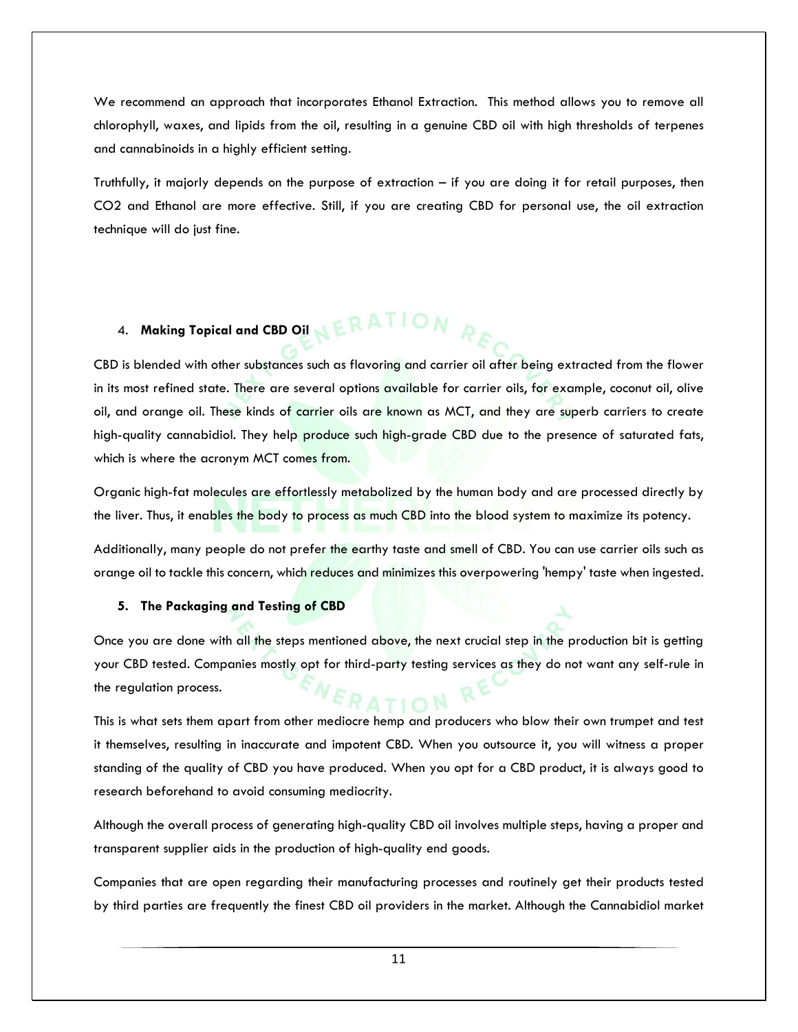We recommend an approach that incorporates Ethanol Extraction.  This method allows you to remove all chlorophyll, waxes, and lipids from the oil, resulting in a genuine CBD oil with high thresholds of terpenes and cannabinoids in a highly efficient setting.

Truthfully, it majorly depends on the purpose of extraction – if you are doing it for retail purposes, then CO2 and Ethanol are more effective. Still, if you are creating CBD for personal use, the oil extraction technique will do just fine.

4. **Making Topical and CBD Oil**

CBD is blended with other substances such as flavoring and carrier oil after being extracted from the flower in its most refined state. There are several options available for carrier oils, for example, coconut oil, olive oil, and orange oil. These kinds of carrier oils are known as MCT, and they are superb carriers to create high-quality cannabidiol. They help produce such high-grade CBD due to the presence of saturated fats, which is where the acronym MCT comes from.

Organic high-fat molecules are effortlessly metabolized by the human body and are processed directly by the liver. Thus, it enables the body to process as much CBD into the blood system to maximize its potency.

Additionally, many people do not prefer the earthy taste and smell of CBD. You can use carrier oils such as orange oil to tackle this concern, which reduces and minimizes this overpowering 'hempy' taste when ingested.

5. **The Packaging and Testing of CBD**

Once you are done with all the steps mentioned above, the next crucial step in the production bit is getting your CBD tested. Companies mostly opt for third-party testing services as they do not want any self-rule in the regulation process.

This is what sets them apart from other mediocre hemp and producers who blow their own trumpet and test it themselves, resulting in inaccurate and impotent CBD. When you outsource it, you will witness a proper standing of the quality of CBD you have produced. When you opt for a CBD product, it is always good to research beforehand to avoid consuming mediocrity.

Although the overall process of generating high-quality CBD oil involves multiple steps, having a proper and transparent supplier aids in the production of high-quality end goods.

Companies that are open regarding their manufacturing processes and routinely get their products tested by third parties are frequently the finest CBD oil providers in the market. Although the Cannabidiol market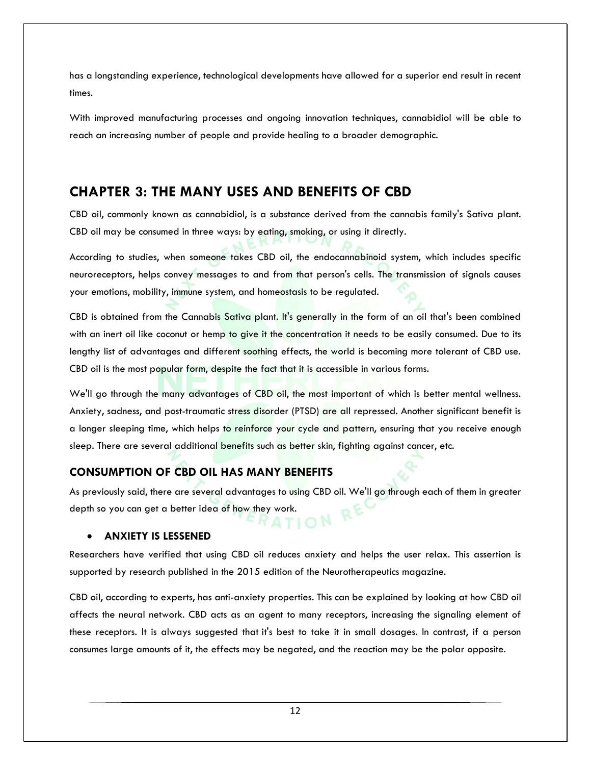has a longstanding experience, technological developments have allowed for a superior end result in recent times.

With improved manufacturing processes and ongoing innovation techniques, cannabidiol will be able to reach an increasing number of people and provide healing to a broader demographic.

## CHAPTER 3: THE MANY USES AND BENEFITS OF CBD

CBD oil, commonly known as cannabidiol, is a substance derived from the cannabis family's Sativa plant. CBD oil may be consumed in three ways: by eating, smoking, or using it directly.

According to studies, when someone takes CBD oil, the endocannabinoid system, which includes specific neuroreceptors, helps convey messages to and from that person's cells. The transmission of signals causes your emotions, mobility, immune system, and homeostasis to be regulated.

CBD is obtained from the Cannabis Sativa plant. It's generally in the form of an oil that's been combined with an inert oil like coconut or hemp to give it the concentration it needs to be easily consumed. Due to its lengthy list of advantages and different soothing effects, the world is becoming more tolerant of CBD use. CBD oil is the most popular form, despite the fact that it is accessible in various forms.

We'll go through the many advantages of CBD oil, the most important of which is better mental wellness. Anxiety, sadness, and post-traumatic stress disorder (PTSD) are all repressed. Another significant benefit is a longer sleeping time, which helps to reinforce your cycle and pattern, ensuring that you receive enough sleep. There are several additional benefits such as better skin, fighting against cancer, etc.

### CONSUMPTION OF CBD OIL HAS MANY BENEFITS

As previously said, there are several advantages to using CBD oil. We'll go through each of them in greater depth so you can get a better idea of how they work.

- **ANXIETY IS LESSENED**

Researchers have verified that using CBD oil reduces anxiety and helps the user relax. This assertion is supported by research published in the 2015 edition of the Neurotherapeutics magazine.

CBD oil, according to experts, has anti-anxiety properties. This can be explained by looking at how CBD oil affects the neural network. CBD acts as an agent to many receptors, increasing the signaling element of these receptors. It is always suggested that it's best to take it in small dosages. In contrast, if a person consumes large amounts of it, the effects may be negated, and the reaction may be the polar opposite.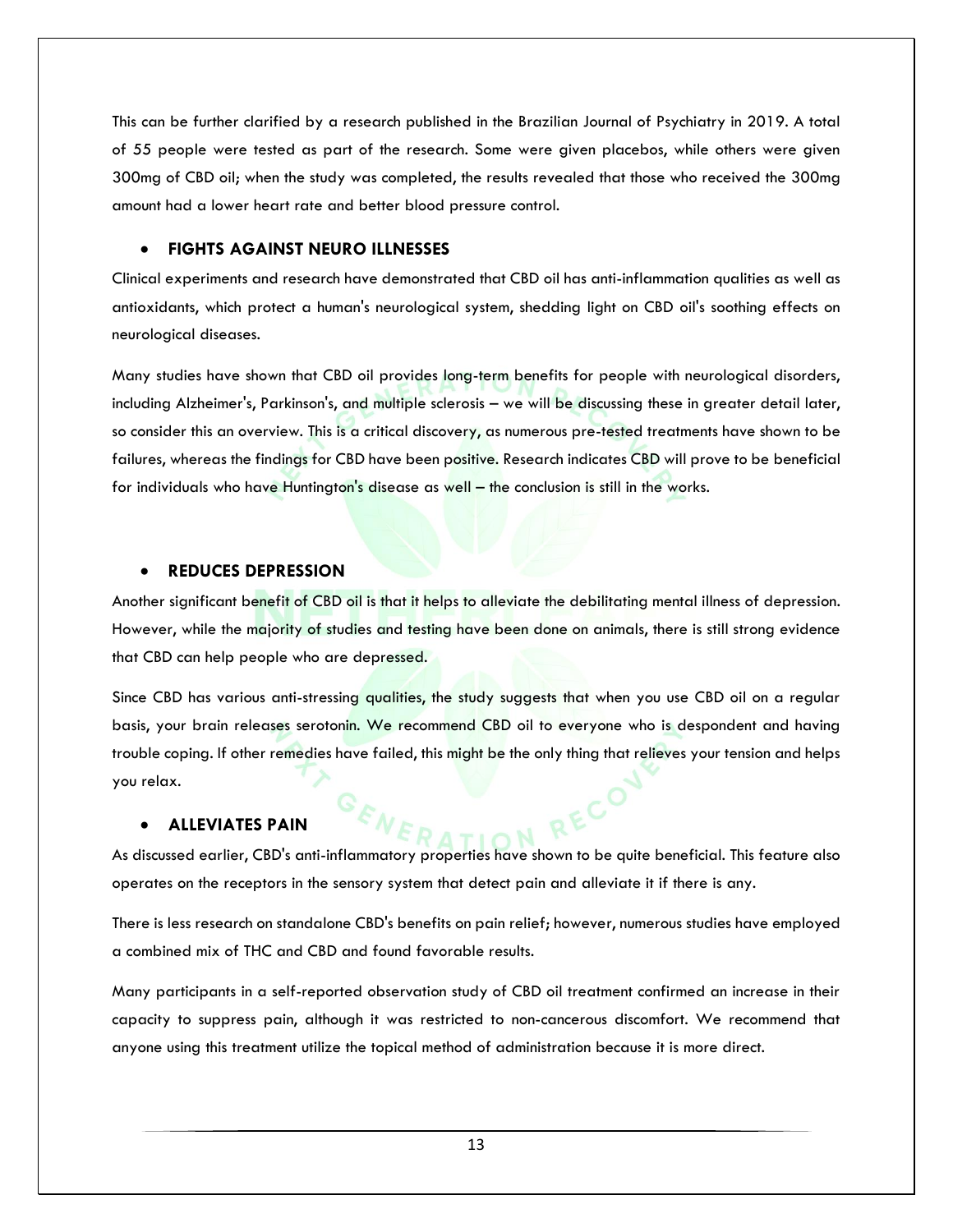This can be further clarified by a research published in the Brazilian Journal of Psychiatry in 2019. A total of 55 people were tested as part of the research. Some were given placebos, while others were given 300mg of CBD oil; when the study was completed, the results revealed that those who received the 300mg amount had a lower heart rate and better blood pressure control.

- **FIGHTS AGAINST NEURO ILLNESSES**

Clinical experiments and research have demonstrated that CBD oil has anti-inflammation qualities as well as antioxidants, which protect a human's neurological system, shedding light on CBD oil's soothing effects on neurological diseases.

Many studies have shown that CBD oil provides long-term benefits for people with neurological disorders, including Alzheimer's, Parkinson's, and multiple sclerosis – we will be discussing these in greater detail later, so consider this an overview. This is a critical discovery, as numerous pre-tested treatments have shown to be failures, whereas the findings for CBD have been positive. Research indicates CBD will prove to be beneficial for individuals who have Huntington's disease as well – the conclusion is still in the works.

- **REDUCES DEPRESSION**

Another significant benefit of CBD oil is that it helps to alleviate the debilitating mental illness of depression. However, while the majority of studies and testing have been done on animals, there is still strong evidence that CBD can help people who are depressed.

Since CBD has various anti-stressing qualities, the study suggests that when you use CBD oil on a regular basis, your brain releases serotonin. We recommend CBD oil to everyone who is despondent and having trouble coping. If other remedies have failed, this might be the only thing that relieves your tension and helps you relax.

- **ALLEVIATES PAIN**

As discussed earlier, CBD's anti-inflammatory properties have shown to be quite beneficial. This feature also operates on the receptors in the sensory system that detect pain and alleviate it if there is any.

There is less research on standalone CBD's benefits on pain relief; however, numerous studies have employed a combined mix of THC and CBD and found favorable results.

Many participants in a self-reported observation study of CBD oil treatment confirmed an increase in their capacity to suppress pain, although it was restricted to non-cancerous discomfort. We recommend that anyone using this treatment utilize the topical method of administration because it is more direct.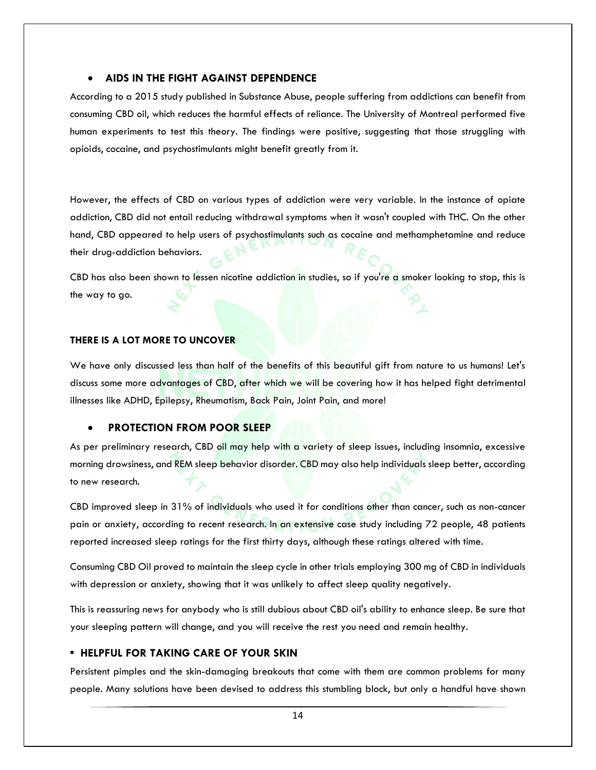- **AIDS IN THE FIGHT AGAINST DEPENDENCE**

According to a 2015 study published in Substance Abuse, people suffering from addictions can benefit from consuming CBD oil, which reduces the harmful effects of reliance. The University of Montreal performed five human experiments to test this theory. The findings were positive, suggesting that those struggling with opioids, cocaine, and psychostimulants might benefit greatly from it.

However, the effects of CBD on various types of addiction were very variable. In the instance of opiate addiction, CBD did not entail reducing withdrawal symptoms when it wasn't coupled with THC. On the other hand, CBD appeared to help users of psychostimulants such as cocaine and methamphetamine and reduce their drug-addiction behaviors.

CBD has also been shown to lessen nicotine addiction in studies, so if you're a smoker looking to stop, this is the way to go.

**THERE IS A LOT MORE TO UNCOVER**

We have only discussed less than half of the benefits of this beautiful gift from nature to us humans! Let's discuss some more advantages of CBD, after which we will be covering how it has helped fight detrimental illnesses like ADHD, Epilepsy, Rheumatism, Back Pain, Joint Pain, and more!

- **PROTECTION FROM POOR SLEEP**

As per preliminary research, CBD oil may help with a variety of sleep issues, including insomnia, excessive morning drowsiness, and REM sleep behavior disorder. CBD may also help individuals sleep better, according to new research.

CBD improved sleep in 31% of individuals who used it for conditions other than cancer, such as non-cancer pain or anxiety, according to recent research. In an extensive case study including 72 people, 48 patients reported increased sleep ratings for the first thirty days, although these ratings altered with time.

Consuming CBD Oil proved to maintain the sleep cycle in other trials employing 300 mg of CBD in individuals with depression or anxiety, showing that it was unlikely to affect sleep quality negatively.

This is reassuring news for anybody who is still dubious about CBD oil's ability to enhance sleep. Be sure that your sleeping pattern will change, and you will receive the rest you need and remain healthy.

- **HELPFUL FOR TAKING CARE OF YOUR SKIN**

Persistent pimples and the skin-damaging breakouts that come with them are common problems for many people. Many solutions have been devised to address this stumbling block, but only a handful have shown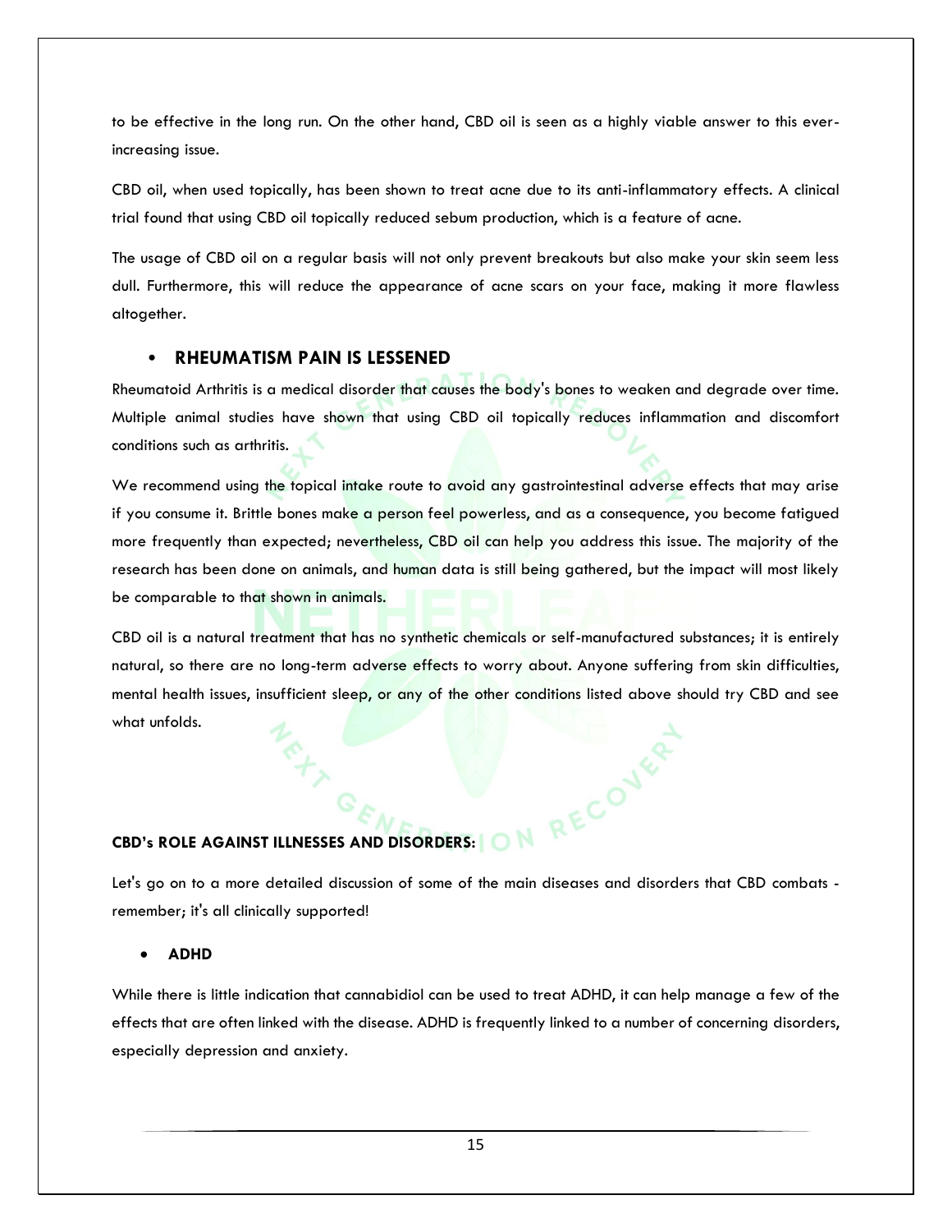to be effective in the long run. On the other hand, CBD oil is seen as a highly viable answer to this ever-increasing issue.

CBD oil, when used topically, has been shown to treat acne due to its anti-inflammatory effects. A clinical trial found that using CBD oil topically reduced sebum production, which is a feature of acne.

The usage of CBD oil on a regular basis will not only prevent breakouts but also make your skin seem less dull. Furthermore, this will reduce the appearance of acne scars on your face, making it more flawless altogether.

- **RHEUMATISM PAIN IS LESSENED**

Rheumatoid Arthritis is a medical disorder that causes the body's bones to weaken and degrade over time. Multiple animal studies have shown that using CBD oil topically reduces inflammation and discomfort conditions such as arthritis.

We recommend using the topical intake route to avoid any gastrointestinal adverse effects that may arise if you consume it. Brittle bones make a person feel powerless, and as a consequence, you become fatigued more frequently than expected; nevertheless, CBD oil can help you address this issue. The majority of the research has been done on animals, and human data is still being gathered, but the impact will most likely be comparable to that shown in animals.

CBD oil is a natural treatment that has no synthetic chemicals or self-manufactured substances; it is entirely natural, so there are no long-term adverse effects to worry about. Anyone suffering from skin difficulties, mental health issues, insufficient sleep, or any of the other conditions listed above should try CBD and see what unfolds.

**CBD's ROLE AGAINST ILLNESSES AND DISORDERS:**

Let's go on to a more detailed discussion of some of the main diseases and disorders that CBD combats - remember; it's all clinically supported!

- **ADHD**

While there is little indication that cannabidiol can be used to treat ADHD, it can help manage a few of the effects that are often linked with the disease. ADHD is frequently linked to a number of concerning disorders, especially depression and anxiety.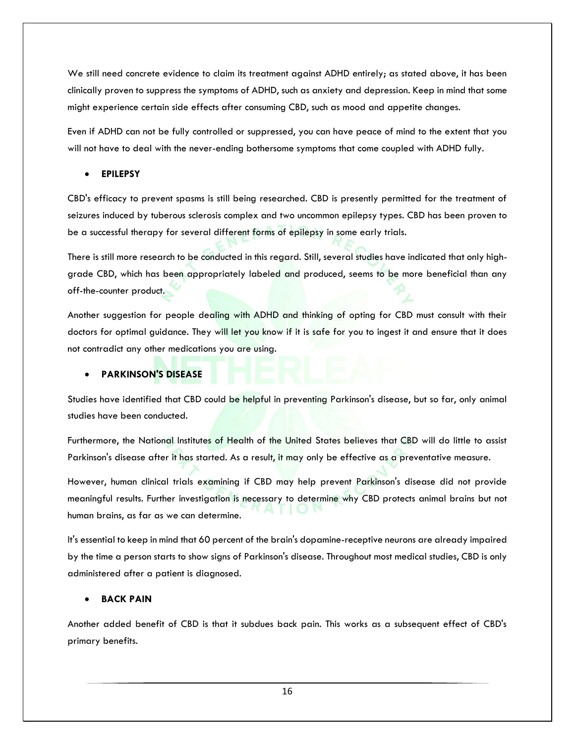We still need concrete evidence to claim its treatment against ADHD entirely; as stated above, it has been clinically proven to suppress the symptoms of ADHD, such as anxiety and depression. Keep in mind that some might experience certain side effects after consuming CBD, such as mood and appetite changes.

Even if ADHD can not be fully controlled or suppressed, you can have peace of mind to the extent that you will not have to deal with the never-ending bothersome symptoms that come coupled with ADHD fully.

- **EPILEPSY**

CBD's efficacy to prevent spasms is still being researched. CBD is presently permitted for the treatment of seizures induced by tuberous sclerosis complex and two uncommon epilepsy types. CBD has been proven to be a successful therapy for several different forms of epilepsy in some early trials.

There is still more research to be conducted in this regard. Still, several studies have indicated that only high-grade CBD, which has been appropriately labeled and produced, seems to be more beneficial than any off-the-counter product.

Another suggestion for people dealing with ADHD and thinking of opting for CBD must consult with their doctors for optimal guidance. They will let you know if it is safe for you to ingest it and ensure that it does not contradict any other medications you are using.

- **PARKINSON'S DISEASE**

Studies have identified that CBD could be helpful in preventing Parkinson's disease, but so far, only animal studies have been conducted.

Furthermore, the National Institutes of Health of the United States believes that CBD will do little to assist Parkinson's disease after it has started. As a result, it may only be effective as a preventative measure.

However, human clinical trials examining if CBD may help prevent Parkinson's disease did not provide meaningful results. Further investigation is necessary to determine why CBD protects animal brains but not human brains, as far as we can determine.

It's essential to keep in mind that 60 percent of the brain's dopamine-receptive neurons are already impaired by the time a person starts to show signs of Parkinson's disease. Throughout most medical studies, CBD is only administered after a patient is diagnosed.

- **BACK PAIN**

Another added benefit of CBD is that it subdues back pain. This works as a subsequent effect of CBD's primary benefits.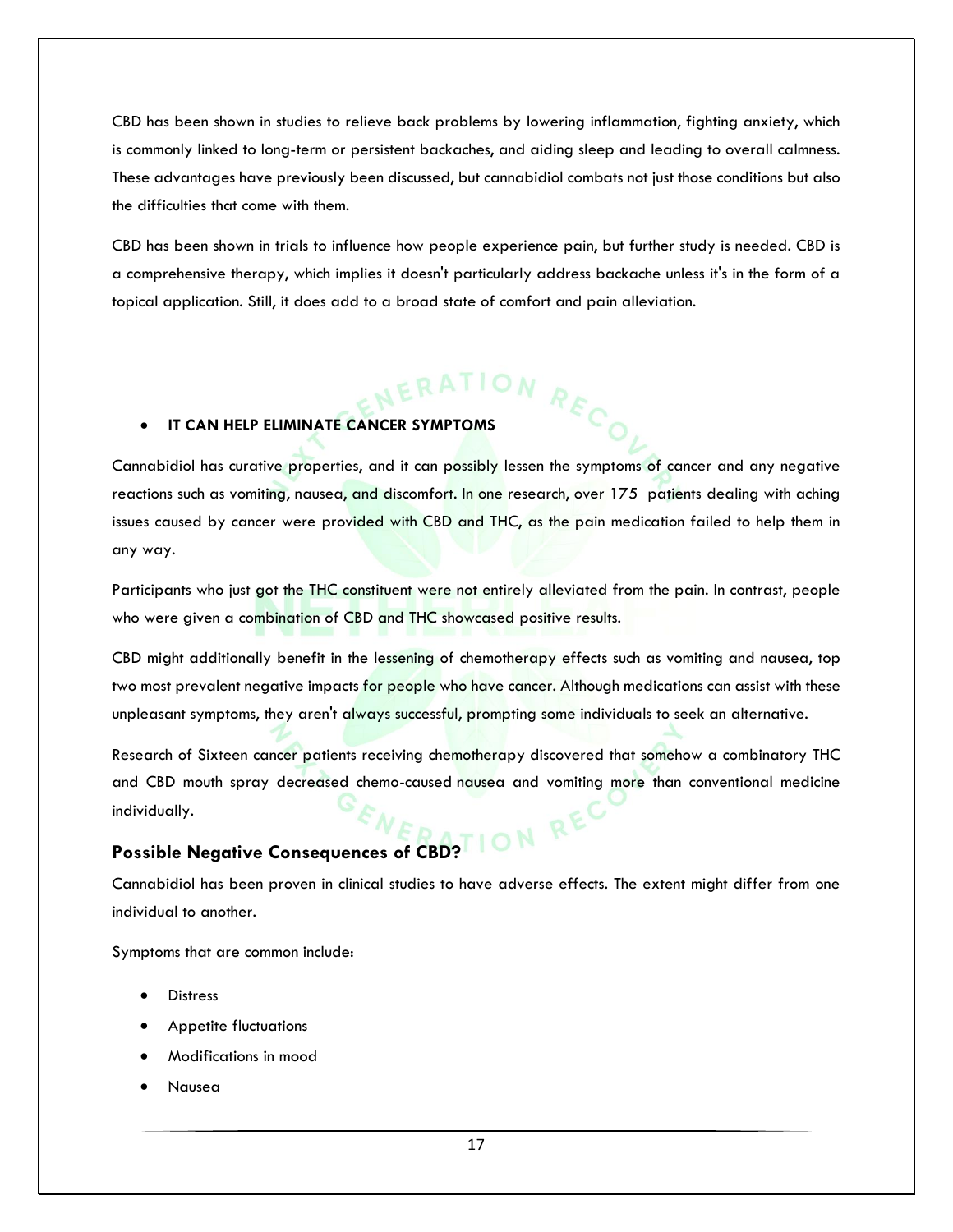CBD has been shown in studies to relieve back problems by lowering inflammation, fighting anxiety, which is commonly linked to long-term or persistent backaches, and aiding sleep and leading to overall calmness. These advantages have previously been discussed, but cannabidiol combats not just those conditions but also the difficulties that come with them.

CBD has been shown in trials to influence how people experience pain, but further study is needed. CBD is a comprehensive therapy, which implies it doesn't particularly address backache unless it's in the form of a topical application. Still, it does add to a broad state of comfort and pain alleviation.

- **IT CAN HELP ELIMINATE CANCER SYMPTOMS**

Cannabidiol has curative properties, and it can possibly lessen the symptoms of cancer and any negative reactions such as vomiting, nausea, and discomfort. In one research, over 175 patients dealing with aching issues caused by cancer were provided with CBD and THC, as the pain medication failed to help them in any way.

Participants who just got the THC constituent were not entirely alleviated from the pain. In contrast, people who were given a combination of CBD and THC showcased positive results.

CBD might additionally benefit in the lessening of chemotherapy effects such as vomiting and nausea, top two most prevalent negative impacts for people who have cancer. Although medications can assist with these unpleasant symptoms, they aren't always successful, prompting some individuals to seek an alternative.

Research of Sixteen cancer patients receiving chemotherapy discovered that somehow a combinatory THC and CBD mouth spray decreased chemo-caused nausea and vomiting more than conventional medicine individually.

## Possible Negative Consequences of CBD?

Cannabidiol has been proven in clinical studies to have adverse effects. The extent might differ from one individual to another.

Symptoms that are common include:

- Distress
- Appetite fluctuations
- Modifications in mood
- Nausea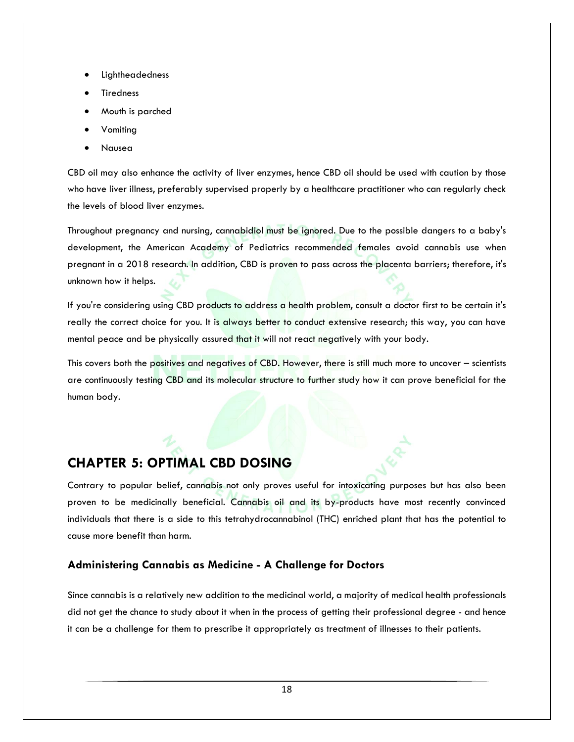- Lightheadedness
- Tiredness
- Mouth is parched
- Vomiting
- Nausea

CBD oil may also enhance the activity of liver enzymes, hence CBD oil should be used with caution by those who have liver illness, preferably supervised properly by a healthcare practitioner who can regularly check the levels of blood liver enzymes.

Throughout pregnancy and nursing, cannabidiol must be ignored. Due to the possible dangers to a baby's development, the American Academy of Pediatrics recommended females avoid cannabis use when pregnant in a 2018 research. In addition, CBD is proven to pass across the placenta barriers; therefore, it's unknown how it helps.

If you're considering using CBD products to address a health problem, consult a doctor first to be certain it's really the correct choice for you. It is always better to conduct extensive research; this way, you can have mental peace and be physically assured that it will not react negatively with your body.

This covers both the positives and negatives of CBD. However, there is still much more to uncover – scientists are continuously testing CBD and its molecular structure to further study how it can prove beneficial for the human body.

## CHAPTER 5: OPTIMAL CBD DOSING

Contrary to popular belief, cannabis not only proves useful for intoxicating purposes but has also been proven to be medicinally beneficial. Cannabis oil and its by-products have most recently convinced individuals that there is a side to this tetrahydrocannabinol (THC) enriched plant that has the potential to cause more benefit than harm.

### Administering Cannabis as Medicine - A Challenge for Doctors

Since cannabis is a relatively new addition to the medicinal world, a majority of medical health professionals did not get the chance to study about it when in the process of getting their professional degree - and hence it can be a challenge for them to prescribe it appropriately as treatment of illnesses to their patients.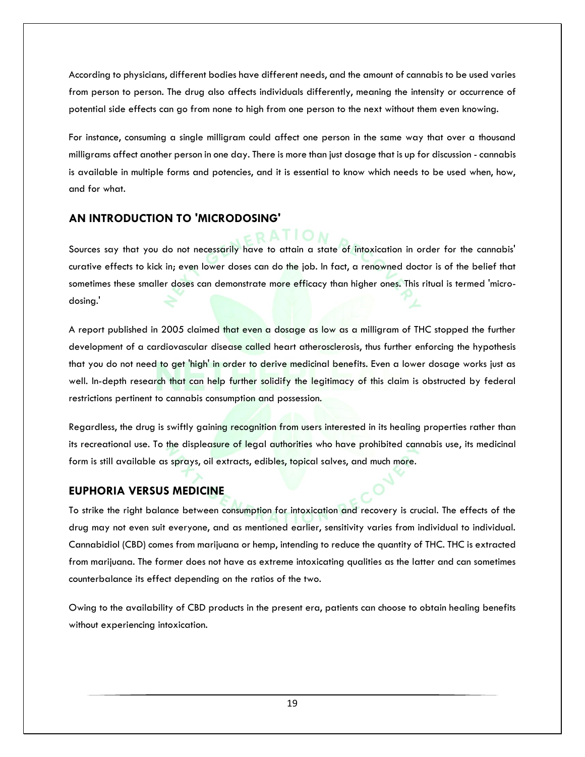According to physicians, different bodies have different needs, and the amount of cannabis to be used varies from person to person. The drug also affects individuals differently, meaning the intensity or occurrence of potential side effects can go from none to high from one person to the next without them even knowing.

For instance, consuming a single milligram could affect one person in the same way that over a thousand milligrams affect another person in one day. There is more than just dosage that is up for discussion - cannabis is available in multiple forms and potencies, and it is essential to know which needs to be used when, how, and for what.

## AN INTRODUCTION TO 'MICRODOSING'

Sources say that you do not necessarily have to attain a state of intoxication in order for the cannabis' curative effects to kick in; even lower doses can do the job. In fact, a renowned doctor is of the belief that sometimes these smaller doses can demonstrate more efficacy than higher ones. This ritual is termed 'micro-dosing.'

A report published in 2005 claimed that even a dosage as low as a milligram of THC stopped the further development of a cardiovascular disease called heart atherosclerosis, thus further enforcing the hypothesis that you do not need to get 'high' in order to derive medicinal benefits. Even a lower dosage works just as well. In-depth research that can help further solidify the legitimacy of this claim is obstructed by federal restrictions pertinent to cannabis consumption and possession.

Regardless, the drug is swiftly gaining recognition from users interested in its healing properties rather than its recreational use. To the displeasure of legal authorities who have prohibited cannabis use, its medicinal form is still available as sprays, oil extracts, edibles, topical salves, and much more.

## EUPHORIA VERSUS MEDICINE

To strike the right balance between consumption for intoxication and recovery is crucial. The effects of the drug may not even suit everyone, and as mentioned earlier, sensitivity varies from individual to individual. Cannabidiol (CBD) comes from marijuana or hemp, intending to reduce the quantity of THC. THC is extracted from marijuana. The former does not have as extreme intoxicating qualities as the latter and can sometimes counterbalance its effect depending on the ratios of the two.

Owing to the availability of CBD products in the present era, patients can choose to obtain healing benefits without experiencing intoxication.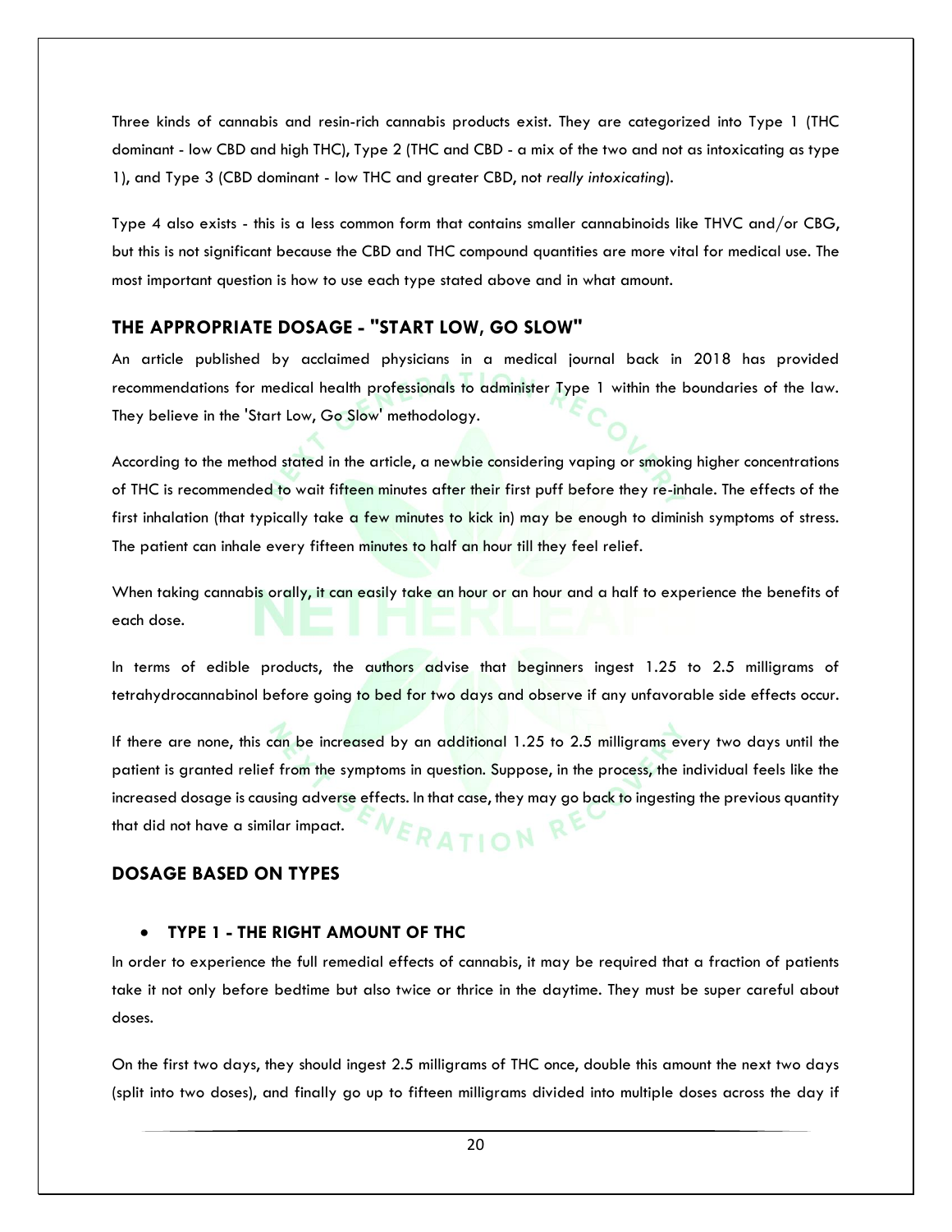Three kinds of cannabis and resin-rich cannabis products exist. They are categorized into Type 1 (THC dominant - low CBD and high THC), Type 2 (THC and CBD - a mix of the two and not as intoxicating as type 1), and Type 3 (CBD dominant - low THC and greater CBD, not *really intoxicating*).

Type 4 also exists - this is a less common form that contains smaller cannabinoids like THVC and/or CBG, but this is not significant because the CBD and THC compound quantities are more vital for medical use. The most important question is how to use each type stated above and in what amount.

## THE APPROPRIATE DOSAGE - "START LOW, GO SLOW"

An article published by acclaimed physicians in a medical journal back in 2018 has provided recommendations for medical health professionals to administer Type 1 within the boundaries of the law. They believe in the 'Start Low, Go Slow' methodology.

According to the method stated in the article, a newbie considering vaping or smoking higher concentrations of THC is recommended to wait fifteen minutes after their first puff before they re-inhale. The effects of the first inhalation (that typically take a few minutes to kick in) may be enough to diminish symptoms of stress. The patient can inhale every fifteen minutes to half an hour till they feel relief.

When taking cannabis orally, it can easily take an hour or an hour and a half to experience the benefits of each dose.

In terms of edible products, the authors advise that beginners ingest 1.25 to 2.5 milligrams of tetrahydrocannabinol before going to bed for two days and observe if any unfavorable side effects occur.

If there are none, this can be increased by an additional 1.25 to 2.5 milligrams every two days until the patient is granted relief from the symptoms in question. Suppose, in the process, the individual feels like the increased dosage is causing adverse effects. In that case, they may go back to ingesting the previous quantity that did not have a similar impact.

## DOSAGE BASED ON TYPES

- **TYPE 1 - THE RIGHT AMOUNT OF THC**

In order to experience the full remedial effects of cannabis, it may be required that a fraction of patients take it not only before bedtime but also twice or thrice in the daytime. They must be super careful about doses.

On the first two days, they should ingest 2.5 milligrams of THC once, double this amount the next two days (split into two doses), and finally go up to fifteen milligrams divided into multiple doses across the day if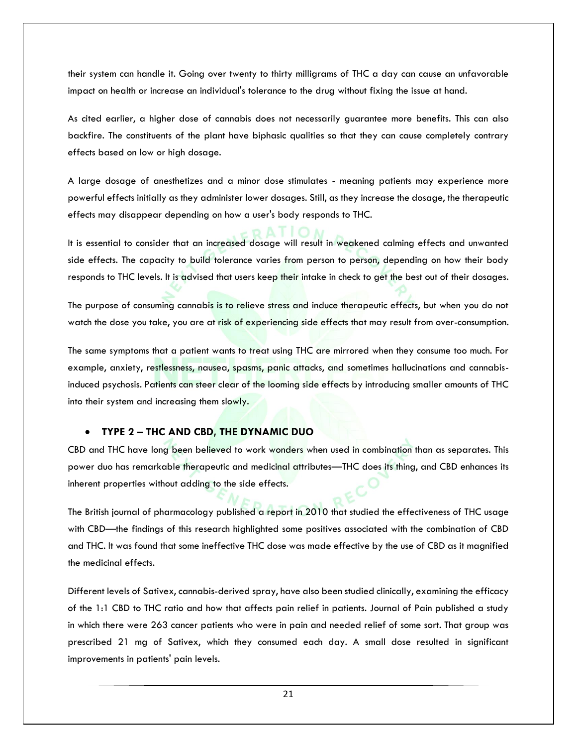their system can handle it. Going over twenty to thirty milligrams of THC a day can cause an unfavorable impact on health or increase an individual's tolerance to the drug without fixing the issue at hand.

As cited earlier, a higher dose of cannabis does not necessarily guarantee more benefits. This can also backfire. The constituents of the plant have biphasic qualities so that they can cause completely contrary effects based on low or high dosage.

A large dosage of anesthetizes and a minor dose stimulates - meaning patients may experience more powerful effects initially as they administer lower dosages. Still, as they increase the dosage, the therapeutic effects may disappear depending on how a user's body responds to THC.

It is essential to consider that an increased dosage will result in weakened calming effects and unwanted side effects. The capacity to build tolerance varies from person to person, depending on how their body responds to THC levels. It is advised that users keep their intake in check to get the best out of their dosages.

The purpose of consuming cannabis is to relieve stress and induce therapeutic effects, but when you do not watch the dose you take, you are at risk of experiencing side effects that may result from over-consumption.

The same symptoms that a patient wants to treat using THC are mirrored when they consume too much. For example, anxiety, restlessness, nausea, spasms, panic attacks, and sometimes hallucinations and cannabis-induced psychosis. Patients can steer clear of the looming side effects by introducing smaller amounts of THC into their system and increasing them slowly.

- **TYPE 2 – THC AND CBD, THE DYNAMIC DUO**

CBD and THC have long been believed to work wonders when used in combination than as separates. This power duo has remarkable therapeutic and medicinal attributes—THC does its thing, and CBD enhances its inherent properties without adding to the side effects.

The British journal of pharmacology published a report in 2010 that studied the effectiveness of THC usage with CBD—the findings of this research highlighted some positives associated with the combination of CBD and THC. It was found that some ineffective THC dose was made effective by the use of CBD as it magnified the medicinal effects.

Different levels of Sativex, cannabis-derived spray, have also been studied clinically, examining the efficacy of the 1:1 CBD to THC ratio and how that affects pain relief in patients. Journal of Pain published a study in which there were 263 cancer patients who were in pain and needed relief of some sort. That group was prescribed 21 mg of Sativex, which they consumed each day. A small dose resulted in significant improvements in patients' pain levels.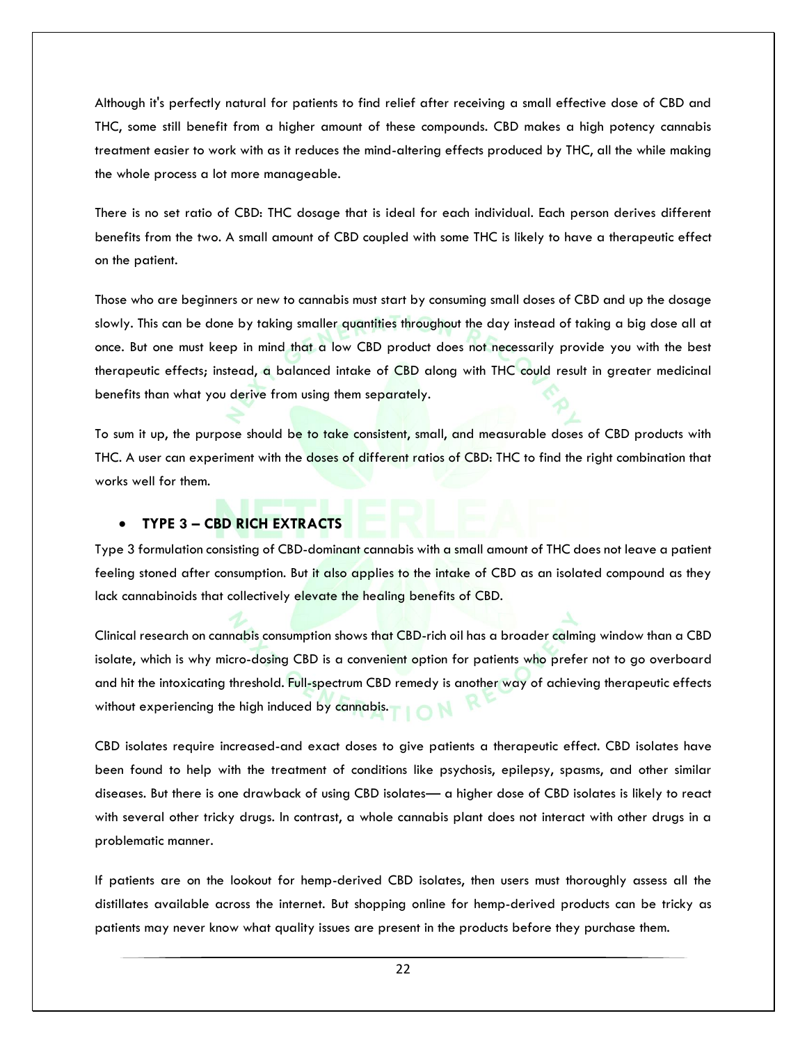Although it's perfectly natural for patients to find relief after receiving a small effective dose of CBD and THC, some still benefit from a higher amount of these compounds. CBD makes a high potency cannabis treatment easier to work with as it reduces the mind-altering effects produced by THC, all the while making the whole process a lot more manageable.

There is no set ratio of CBD: THC dosage that is ideal for each individual. Each person derives different benefits from the two. A small amount of CBD coupled with some THC is likely to have a therapeutic effect on the patient.

Those who are beginners or new to cannabis must start by consuming small doses of CBD and up the dosage slowly. This can be done by taking smaller quantities throughout the day instead of taking a big dose all at once. But one must keep in mind that a low CBD product does not necessarily provide you with the best therapeutic effects; instead, a balanced intake of CBD along with THC could result in greater medicinal benefits than what you derive from using them separately.

To sum it up, the purpose should be to take consistent, small, and measurable doses of CBD products with THC. A user can experiment with the doses of different ratios of CBD: THC to find the right combination that works well for them.

- **TYPE 3 – CBD RICH EXTRACTS**

Type 3 formulation consisting of CBD-dominant cannabis with a small amount of THC does not leave a patient feeling stoned after consumption. But it also applies to the intake of CBD as an isolated compound as they lack cannabinoids that collectively elevate the healing benefits of CBD.

Clinical research on cannabis consumption shows that CBD-rich oil has a broader calming window than a CBD isolate, which is why micro-dosing CBD is a convenient option for patients who prefer not to go overboard and hit the intoxicating threshold. Full-spectrum CBD remedy is another way of achieving therapeutic effects without experiencing the high induced by cannabis.

CBD isolates require increased-and exact doses to give patients a therapeutic effect. CBD isolates have been found to help with the treatment of conditions like psychosis, epilepsy, spasms, and other similar diseases. But there is one drawback of using CBD isolates— a higher dose of CBD isolates is likely to react with several other tricky drugs. In contrast, a whole cannabis plant does not interact with other drugs in a problematic manner.

If patients are on the lookout for hemp-derived CBD isolates, then users must thoroughly assess all the distillates available across the internet. But shopping online for hemp-derived products can be tricky as patients may never know what quality issues are present in the products before they purchase them.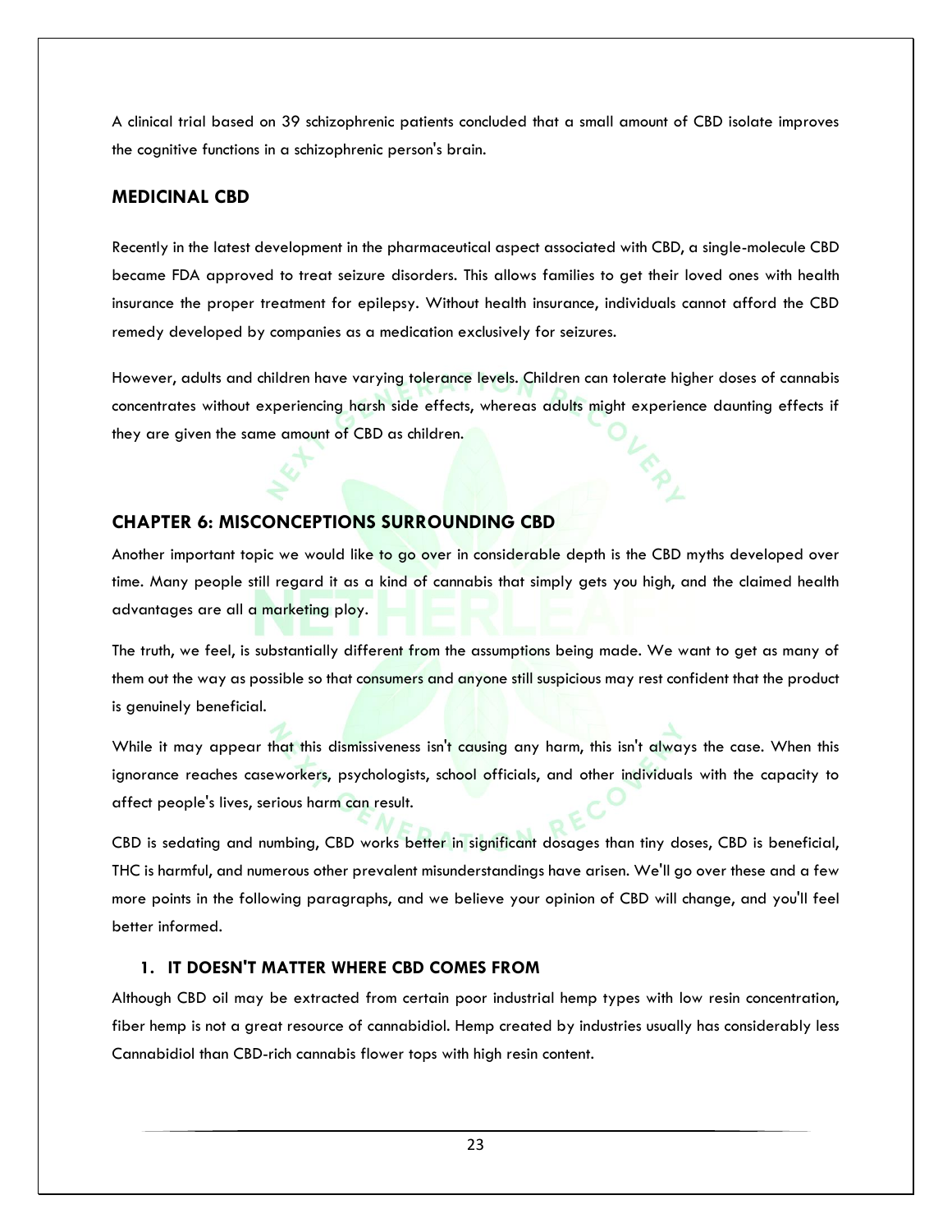A clinical trial based on 39 schizophrenic patients concluded that a small amount of CBD isolate improves the cognitive functions in a schizophrenic person's brain.

## MEDICINAL CBD

Recently in the latest development in the pharmaceutical aspect associated with CBD, a single-molecule CBD became FDA approved to treat seizure disorders. This allows families to get their loved ones with health insurance the proper treatment for epilepsy. Without health insurance, individuals cannot afford the CBD remedy developed by companies as a medication exclusively for seizures.

However, adults and children have varying tolerance levels. Children can tolerate higher doses of cannabis concentrates without experiencing harsh side effects, whereas adults might experience daunting effects if they are given the same amount of CBD as children.

## CHAPTER 6: MISCONCEPTIONS SURROUNDING CBD

Another important topic we would like to go over in considerable depth is the CBD myths developed over time. Many people still regard it as a kind of cannabis that simply gets you high, and the claimed health advantages are all a marketing ploy.

The truth, we feel, is substantially different from the assumptions being made. We want to get as many of them out the way as possible so that consumers and anyone still suspicious may rest confident that the product is genuinely beneficial.

While it may appear that this dismissiveness isn't causing any harm, this isn't always the case. When this ignorance reaches caseworkers, psychologists, school officials, and other individuals with the capacity to affect people's lives, serious harm can result.

CBD is sedating and numbing, CBD works better in significant dosages than tiny doses, CBD is beneficial, THC is harmful, and numerous other prevalent misunderstandings have arisen. We'll go over these and a few more points in the following paragraphs, and we believe your opinion of CBD will change, and you'll feel better informed.

### 1. IT DOESN'T MATTER WHERE CBD COMES FROM

Although CBD oil may be extracted from certain poor industrial hemp types with low resin concentration, fiber hemp is not a great resource of cannabidiol. Hemp created by industries usually has considerably less Cannabidiol than CBD-rich cannabis flower tops with high resin content.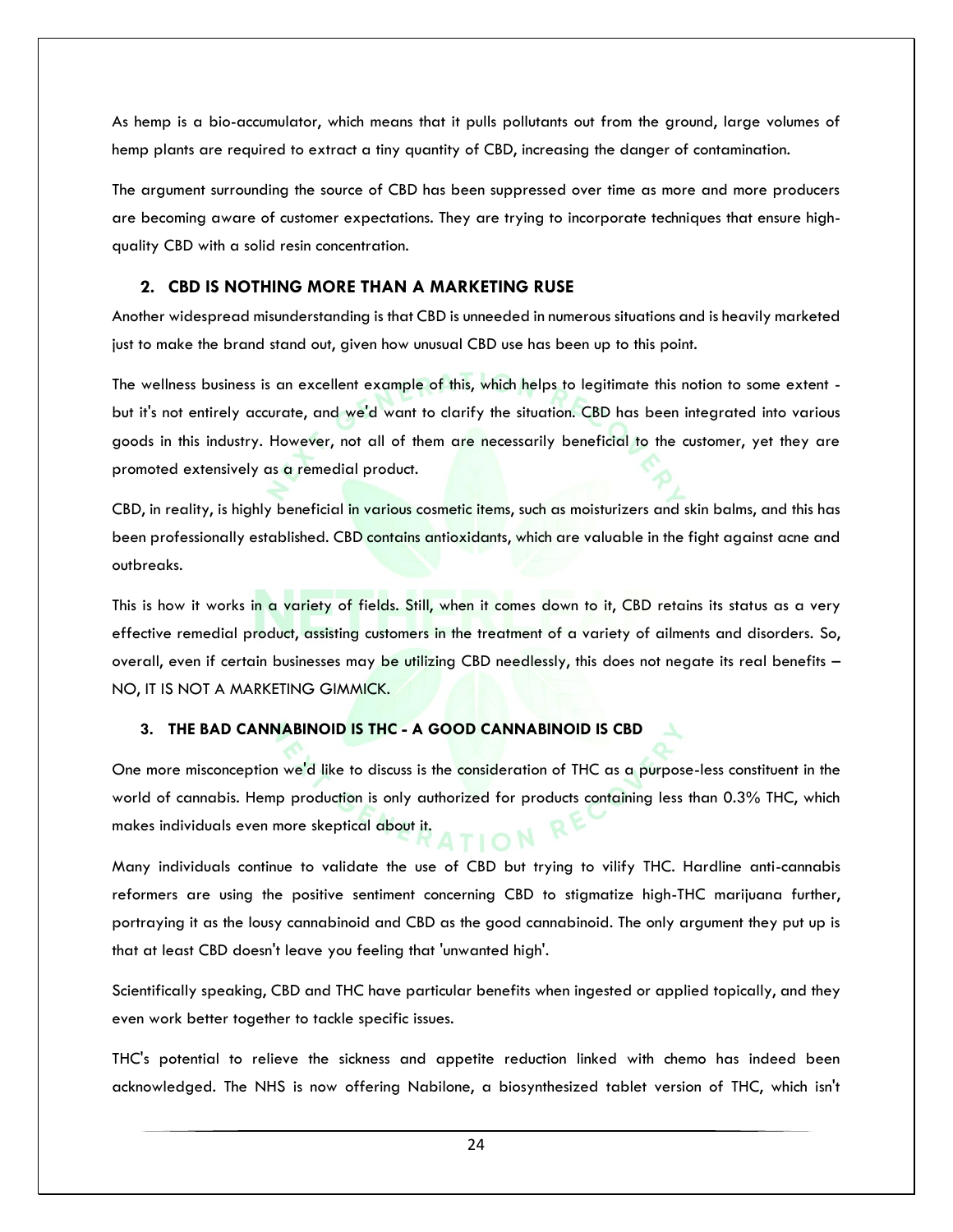As hemp is a bio-accumulator, which means that it pulls pollutants out from the ground, large volumes of hemp plants are required to extract a tiny quantity of CBD, increasing the danger of contamination.

The argument surrounding the source of CBD has been suppressed over time as more and more producers are becoming aware of customer expectations. They are trying to incorporate techniques that ensure high-quality CBD with a solid resin concentration.

## 2. CBD IS NOTHING MORE THAN A MARKETING RUSE

Another widespread misunderstanding is that CBD is unneeded in numerous situations and is heavily marketed just to make the brand stand out, given how unusual CBD use has been up to this point.

The wellness business is an excellent example of this, which helps to legitimate this notion to some extent - but it's not entirely accurate, and we'd want to clarify the situation. CBD has been integrated into various goods in this industry. However, not all of them are necessarily beneficial to the customer, yet they are promoted extensively as a remedial product.

CBD, in reality, is highly beneficial in various cosmetic items, such as moisturizers and skin balms, and this has been professionally established. CBD contains antioxidants, which are valuable in the fight against acne and outbreaks.

This is how it works in a variety of fields. Still, when it comes down to it, CBD retains its status as a very effective remedial product, assisting customers in the treatment of a variety of ailments and disorders. So, overall, even if certain businesses may be utilizing CBD needlessly, this does not negate its real benefits – NO, IT IS NOT A MARKETING GIMMICK.

## 3. THE BAD CANNABINOID IS THC - A GOOD CANNABINOID IS CBD

One more misconception we'd like to discuss is the consideration of THC as a purpose-less constituent in the world of cannabis. Hemp production is only authorized for products containing less than 0.3% THC, which makes individuals even more skeptical about it.

Many individuals continue to validate the use of CBD but trying to vilify THC. Hardline anti-cannabis reformers are using the positive sentiment concerning CBD to stigmatize high-THC marijuana further, portraying it as the lousy cannabinoid and CBD as the good cannabinoid. The only argument they put up is that at least CBD doesn't leave you feeling that 'unwanted high'.

Scientifically speaking, CBD and THC have particular benefits when ingested or applied topically, and they even work better together to tackle specific issues.

THC's potential to relieve the sickness and appetite reduction linked with chemo has indeed been acknowledged. The NHS is now offering Nabilone, a biosynthesized tablet version of THC, which isn't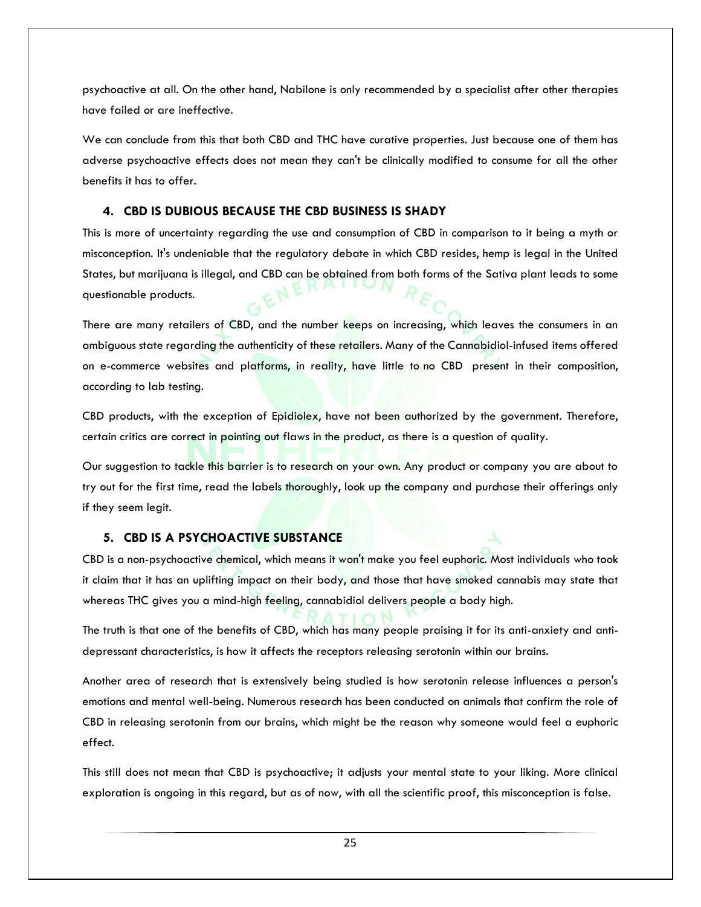psychoactive at all. On the other hand, Nabilone is only recommended by a specialist after other therapies have failed or are ineffective.

We can conclude from this that both CBD and THC have curative properties. Just because one of them has adverse psychoactive effects does not mean they can't be clinically modified to consume for all the other benefits it has to offer.

### 4. CBD IS DUBIOUS BECAUSE THE CBD BUSINESS IS SHADY

This is more of uncertainty regarding the use and consumption of CBD in comparison to it being a myth or misconception. It's undeniable that the regulatory debate in which CBD resides, hemp is legal in the United States, but marijuana is illegal, and CBD can be obtained from both forms of the Sativa plant leads to some questionable products.

There are many retailers of CBD, and the number keeps on increasing, which leaves the consumers in an ambiguous state regarding the authenticity of these retailers. Many of the Cannabidiol-infused items offered on e-commerce websites and platforms, in reality, have little to no CBD present in their composition, according to lab testing.

CBD products, with the exception of Epidiolex, have not been authorized by the government. Therefore, certain critics are correct in pointing out flaws in the product, as there is a question of quality.

Our suggestion to tackle this barrier is to research on your own. Any product or company you are about to try out for the first time, read the labels thoroughly, look up the company and purchase their offerings only if they seem legit.

### 5. CBD IS A PSYCHOACTIVE SUBSTANCE

CBD is a non-psychoactive chemical, which means it won't make you feel euphoric. Most individuals who took it claim that it has an uplifting impact on their body, and those that have smoked cannabis may state that whereas THC gives you a mind-high feeling, cannabidiol delivers people a body high.

The truth is that one of the benefits of CBD, which has many people praising it for its anti-anxiety and anti-depressant characteristics, is how it affects the receptors releasing serotonin within our brains.

Another area of research that is extensively being studied is how serotonin release influences a person's emotions and mental well-being. Numerous research has been conducted on animals that confirm the role of CBD in releasing serotonin from our brains, which might be the reason why someone would feel a euphoric effect.

This still does not mean that CBD is psychoactive; it adjusts your mental state to your liking. More clinical exploration is ongoing in this regard, but as of now, with all the scientific proof, this misconception is false.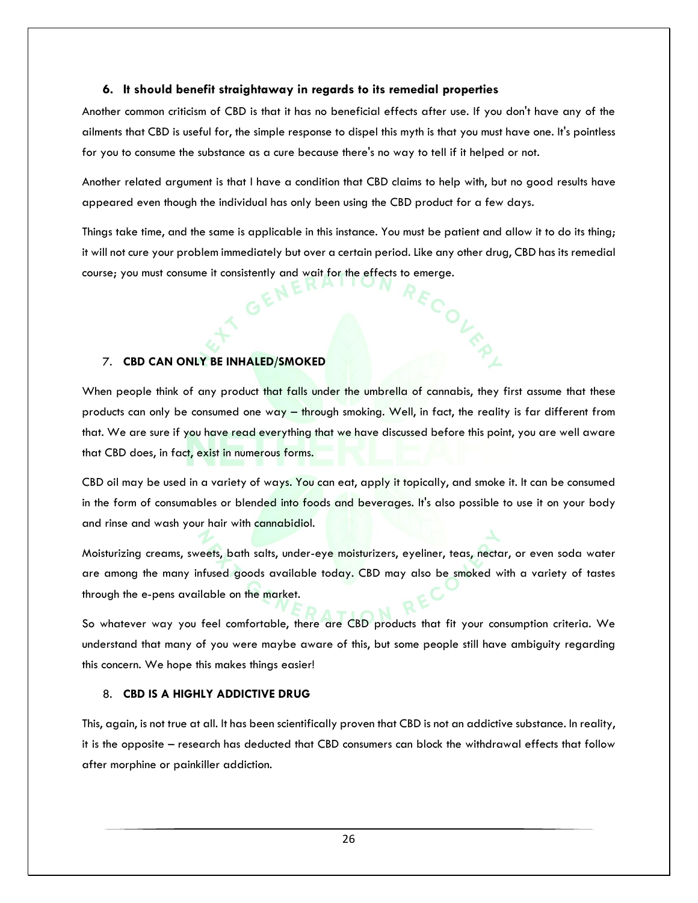### 6. It should benefit straightaway in regards to its remedial properties

Another common criticism of CBD is that it has no beneficial effects after use. If you don't have any of the ailments that CBD is useful for, the simple response to dispel this myth is that you must have one. It's pointless for you to consume the substance as a cure because there's no way to tell if it helped or not.

Another related argument is that I have a condition that CBD claims to help with, but no good results have appeared even though the individual has only been using the CBD product for a few days.

Things take time, and the same is applicable in this instance. You must be patient and allow it to do its thing; it will not cure your problem immediately but over a certain period. Like any other drug, CBD has its remedial course; you must consume it consistently and wait for the effects to emerge.

### 7. CBD CAN ONLY BE INHALED/SMOKED

When people think of any product that falls under the umbrella of cannabis, they first assume that these products can only be consumed one way – through smoking. Well, in fact, the reality is far different from that. We are sure if you have read everything that we have discussed before this point, you are well aware that CBD does, in fact, exist in numerous forms.

CBD oil may be used in a variety of ways. You can eat, apply it topically, and smoke it. It can be consumed in the form of consumables or blended into foods and beverages. It's also possible to use it on your body and rinse and wash your hair with cannabidiol.

Moisturizing creams, sweets, bath salts, under-eye moisturizers, eyeliner, teas, nectar, or even soda water are among the many infused goods available today. CBD may also be smoked with a variety of tastes through the e-pens available on the market.

So whatever way you feel comfortable, there are CBD products that fit your consumption criteria. We understand that many of you were maybe aware of this, but some people still have ambiguity regarding this concern. We hope this makes things easier!

### 8. CBD IS A HIGHLY ADDICTIVE DRUG

This, again, is not true at all. It has been scientifically proven that CBD is not an addictive substance. In reality, it is the opposite – research has deducted that CBD consumers can block the withdrawal effects that follow after morphine or painkiller addiction.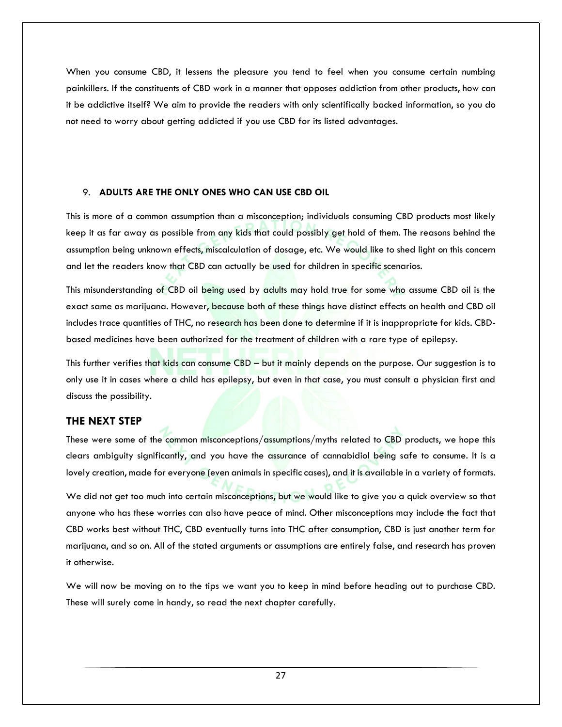When you consume CBD, it lessens the pleasure you tend to feel when you consume certain numbing painkillers. If the constituents of CBD work in a manner that opposes addiction from other products, how can it be addictive itself? We aim to provide the readers with only scientifically backed information, so you do not need to worry about getting addicted if you use CBD for its listed advantages.

9. **ADULTS ARE THE ONLY ONES WHO CAN USE CBD OIL**

This is more of a common assumption than a misconception; individuals consuming CBD products most likely keep it as far away as possible from any kids that could possibly get hold of them. The reasons behind the assumption being unknown effects, miscalculation of dosage, etc. We would like to shed light on this concern and let the readers know that CBD can actually be used for children in specific scenarios.

This misunderstanding of CBD oil being used by adults may hold true for some who assume CBD oil is the exact same as marijuana. However, because both of these things have distinct effects on health and CBD oil includes trace quantities of THC, no research has been done to determine if it is inappropriate for kids. CBD-based medicines have been authorized for the treatment of children with a rare type of epilepsy.

This further verifies that kids can consume CBD – but it mainly depends on the purpose. Our suggestion is to only use it in cases where a child has epilepsy, but even in that case, you must consult a physician first and discuss the possibility.

## THE NEXT STEP

These were some of the common misconceptions/assumptions/myths related to CBD products, we hope this clears ambiguity significantly, and you have the assurance of cannabidiol being safe to consume. It is a lovely creation, made for everyone (even animals in specific cases), and it is available in a variety of formats.

We did not get too much into certain misconceptions, but we would like to give you a quick overview so that anyone who has these worries can also have peace of mind. Other misconceptions may include the fact that CBD works best without THC, CBD eventually turns into THC after consumption, CBD is just another term for marijuana, and so on. All of the stated arguments or assumptions are entirely false, and research has proven it otherwise.

We will now be moving on to the tips we want you to keep in mind before heading out to purchase CBD. These will surely come in handy, so read the next chapter carefully.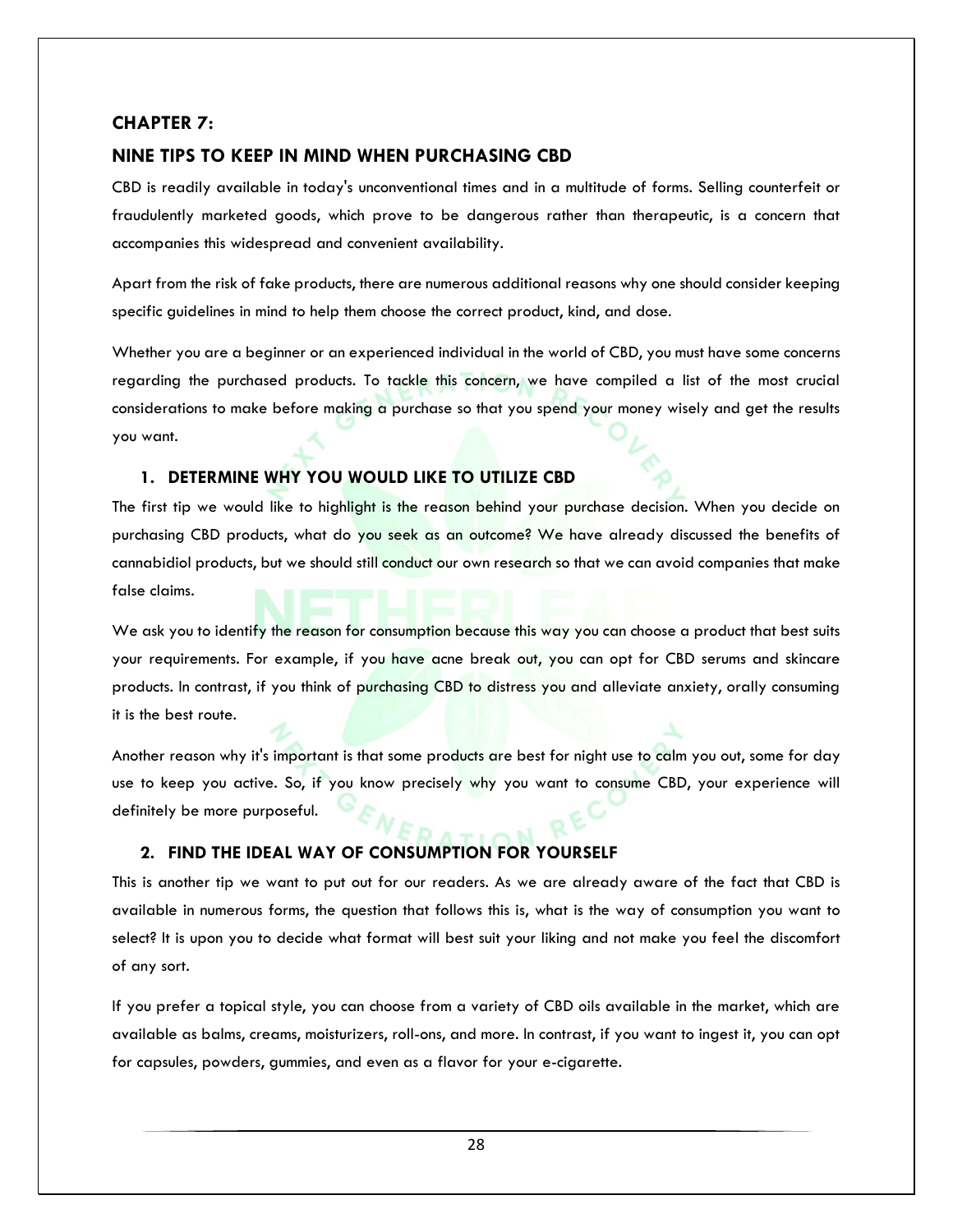## CHAPTER 7:

## NINE TIPS TO KEEP IN MIND WHEN PURCHASING CBD

CBD is readily available in today's unconventional times and in a multitude of forms. Selling counterfeit or fraudulently marketed goods, which prove to be dangerous rather than therapeutic, is a concern that accompanies this widespread and convenient availability.

Apart from the risk of fake products, there are numerous additional reasons why one should consider keeping specific guidelines in mind to help them choose the correct product, kind, and dose.

Whether you are a beginner or an experienced individual in the world of CBD, you must have some concerns regarding the purchased products. To tackle this concern, we have compiled a list of the most crucial considerations to make before making a purchase so that you spend your money wisely and get the results you want.

### 1. DETERMINE WHY YOU WOULD LIKE TO UTILIZE CBD

The first tip we would like to highlight is the reason behind your purchase decision. When you decide on purchasing CBD products, what do you seek as an outcome? We have already discussed the benefits of cannabidiol products, but we should still conduct our own research so that we can avoid companies that make false claims.

We ask you to identify the reason for consumption because this way you can choose a product that best suits your requirements. For example, if you have acne break out, you can opt for CBD serums and skincare products. In contrast, if you think of purchasing CBD to distress you and alleviate anxiety, orally consuming it is the best route.

Another reason why it's important is that some products are best for night use to calm you out, some for day use to keep you active. So, if you know precisely why you want to consume CBD, your experience will definitely be more purposeful.

### 2. FIND THE IDEAL WAY OF CONSUMPTION FOR YOURSELF

This is another tip we want to put out for our readers. As we are already aware of the fact that CBD is available in numerous forms, the question that follows this is, what is the way of consumption you want to select? It is upon you to decide what format will best suit your liking and not make you feel the discomfort of any sort.

If you prefer a topical style, you can choose from a variety of CBD oils available in the market, which are available as balms, creams, moisturizers, roll-ons, and more. In contrast, if you want to ingest it, you can opt for capsules, powders, gummies, and even as a flavor for your e-cigarette.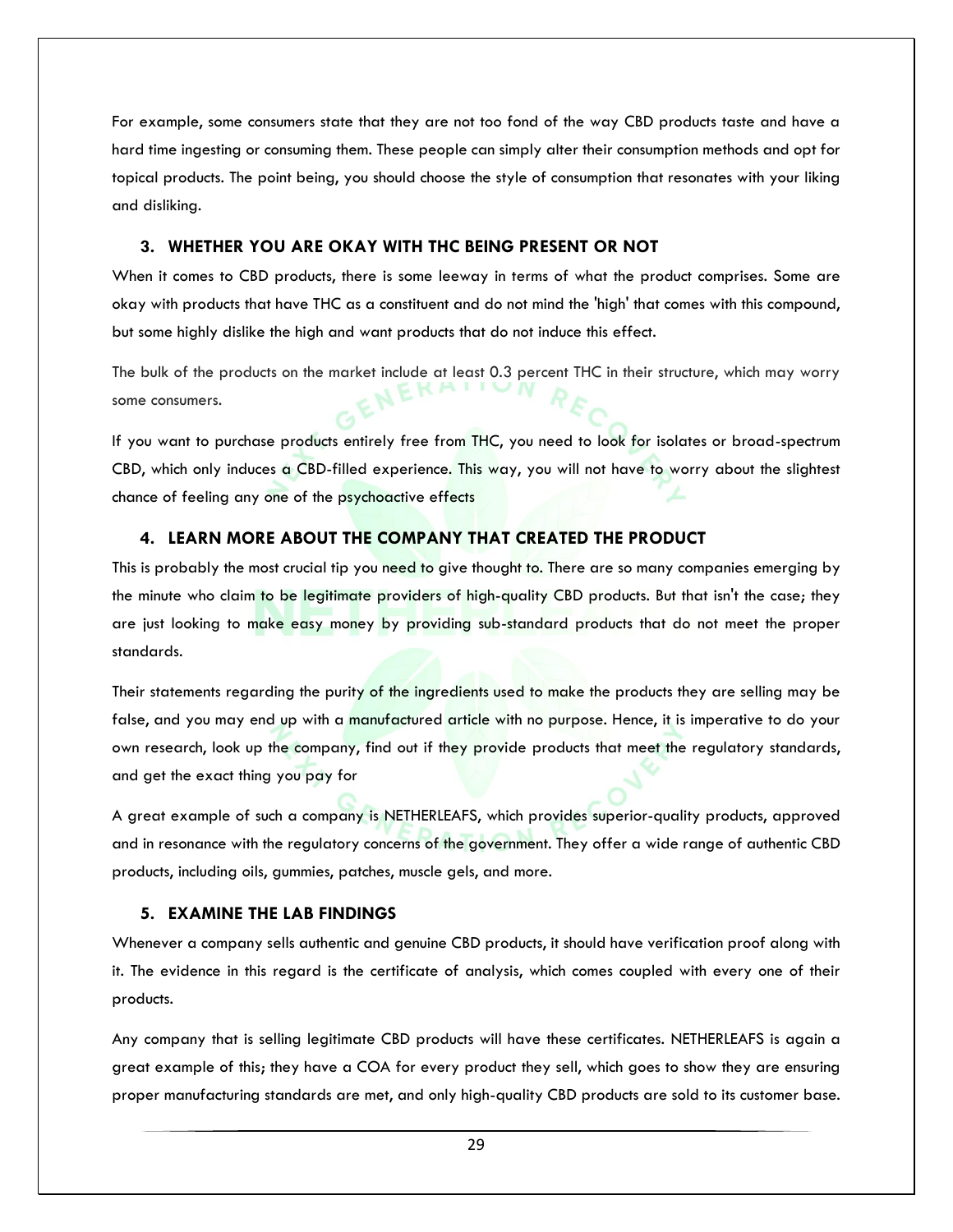For example, some consumers state that they are not too fond of the way CBD products taste and have a hard time ingesting or consuming them. These people can simply alter their consumption methods and opt for topical products. The point being, you should choose the style of consumption that resonates with your liking and disliking.

### 3. WHETHER YOU ARE OKAY WITH THC BEING PRESENT OR NOT

When it comes to CBD products, there is some leeway in terms of what the product comprises. Some are okay with products that have THC as a constituent and do not mind the 'high' that comes with this compound, but some highly dislike the high and want products that do not induce this effect.

The bulk of the products on the market include at least 0.3 percent THC in their structure, which may worry some consumers.

If you want to purchase products entirely free from THC, you need to look for isolates or broad-spectrum CBD, which only induces a CBD-filled experience. This way, you will not have to worry about the slightest chance of feeling any one of the psychoactive effects

### 4. LEARN MORE ABOUT THE COMPANY THAT CREATED THE PRODUCT

This is probably the most crucial tip you need to give thought to. There are so many companies emerging by the minute who claim to be legitimate providers of high-quality CBD products. But that isn't the case; they are just looking to make easy money by providing sub-standard products that do not meet the proper standards.

Their statements regarding the purity of the ingredients used to make the products they are selling may be false, and you may end up with a manufactured article with no purpose. Hence, it is imperative to do your own research, look up the company, find out if they provide products that meet the regulatory standards, and get the exact thing you pay for

A great example of such a company is NETHERLEAFS, which provides superior-quality products, approved and in resonance with the regulatory concerns of the government. They offer a wide range of authentic CBD products, including oils, gummies, patches, muscle gels, and more.

### 5. EXAMINE THE LAB FINDINGS

Whenever a company sells authentic and genuine CBD products, it should have verification proof along with it. The evidence in this regard is the certificate of analysis, which comes coupled with every one of their products.

Any company that is selling legitimate CBD products will have these certificates. NETHERLEAFS is again a great example of this; they have a COA for every product they sell, which goes to show they are ensuring proper manufacturing standards are met, and only high-quality CBD products are sold to its customer base.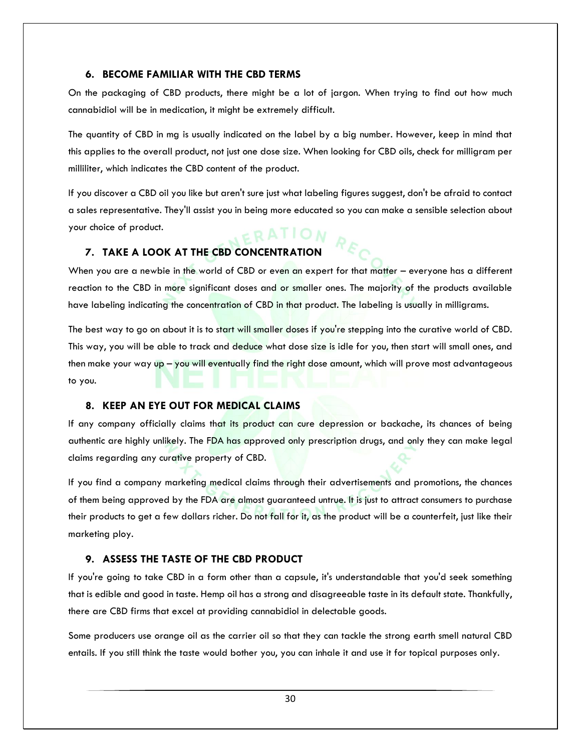### 6. BECOME FAMILIAR WITH THE CBD TERMS

On the packaging of CBD products, there might be a lot of jargon. When trying to find out how much cannabidiol will be in medication, it might be extremely difficult.

The quantity of CBD in mg is usually indicated on the label by a big number. However, keep in mind that this applies to the overall product, not just one dose size. When looking for CBD oils, check for milligram per milliliter, which indicates the CBD content of the product.

If you discover a CBD oil you like but aren't sure just what labeling figures suggest, don't be afraid to contact a sales representative. They'll assist you in being more educated so you can make a sensible selection about your choice of product.

### 7. TAKE A LOOK AT THE CBD CONCENTRATION

When you are a newbie in the world of CBD or even an expert for that matter – everyone has a different reaction to the CBD in more significant doses and or smaller ones. The majority of the products available have labeling indicating the concentration of CBD in that product. The labeling is usually in milligrams.

The best way to go on about it is to start will smaller doses if you're stepping into the curative world of CBD. This way, you will be able to track and deduce what dose size is idle for you, then start will small ones, and then make your way up – you will eventually find the right dose amount, which will prove most advantageous to you.

### 8. KEEP AN EYE OUT FOR MEDICAL CLAIMS

If any company officially claims that its product can cure depression or backache, its chances of being authentic are highly unlikely. The FDA has approved only prescription drugs, and only they can make legal claims regarding any curative property of CBD.

If you find a company marketing medical claims through their advertisements and promotions, the chances of them being approved by the FDA are almost guaranteed untrue. It is just to attract consumers to purchase their products to get a few dollars richer. Do not fall for it, as the product will be a counterfeit, just like their marketing ploy.

### 9. ASSESS THE TASTE OF THE CBD PRODUCT

If you're going to take CBD in a form other than a capsule, it's understandable that you'd seek something that is edible and good in taste. Hemp oil has a strong and disagreeable taste in its default state. Thankfully, there are CBD firms that excel at providing cannabidiol in delectable goods.

Some producers use orange oil as the carrier oil so that they can tackle the strong earth smell natural CBD entails. If you still think the taste would bother you, you can inhale it and use it for topical purposes only.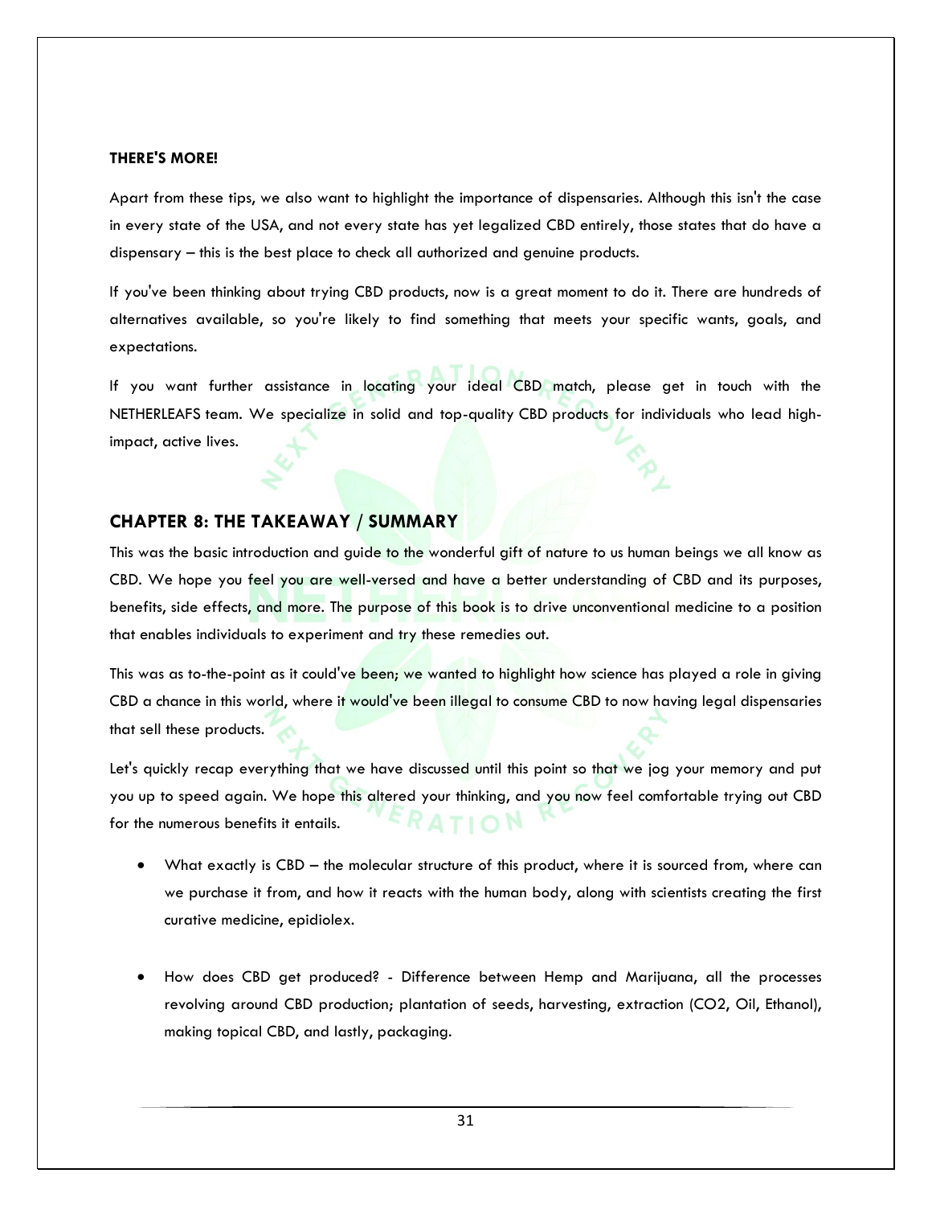**THERE'S MORE!**

Apart from these tips, we also want to highlight the importance of dispensaries. Although this isn't the case in every state of the USA, and not every state has yet legalized CBD entirely, those states that do have a dispensary – this is the best place to check all authorized and genuine products.

If you've been thinking about trying CBD products, now is a great moment to do it. There are hundreds of alternatives available, so you're likely to find something that meets your specific wants, goals, and expectations.

If you want further assistance in locating your ideal CBD match, please get in touch with the NETHERLEAFS team. We specialize in solid and top-quality CBD products for individuals who lead high-impact, active lives.

## CHAPTER 8: THE TAKEAWAY / SUMMARY

This was the basic introduction and guide to the wonderful gift of nature to us human beings we all know as CBD. We hope you feel you are well-versed and have a better understanding of CBD and its purposes, benefits, side effects, and more. The purpose of this book is to drive unconventional medicine to a position that enables individuals to experiment and try these remedies out.

This was as to-the-point as it could've been; we wanted to highlight how science has played a role in giving CBD a chance in this world, where it would've been illegal to consume CBD to now having legal dispensaries that sell these products.

Let's quickly recap everything that we have discussed until this point so that we jog your memory and put you up to speed again. We hope this altered your thinking, and you now feel comfortable trying out CBD for the numerous benefits it entails.

- What exactly is CBD – the molecular structure of this product, where it is sourced from, where can we purchase it from, and how it reacts with the human body, along with scientists creating the first curative medicine, epidiolex.

- How does CBD get produced? - Difference between Hemp and Marijuana, all the processes revolving around CBD production; plantation of seeds, harvesting, extraction (CO2, Oil, Ethanol), making topical CBD, and lastly, packaging.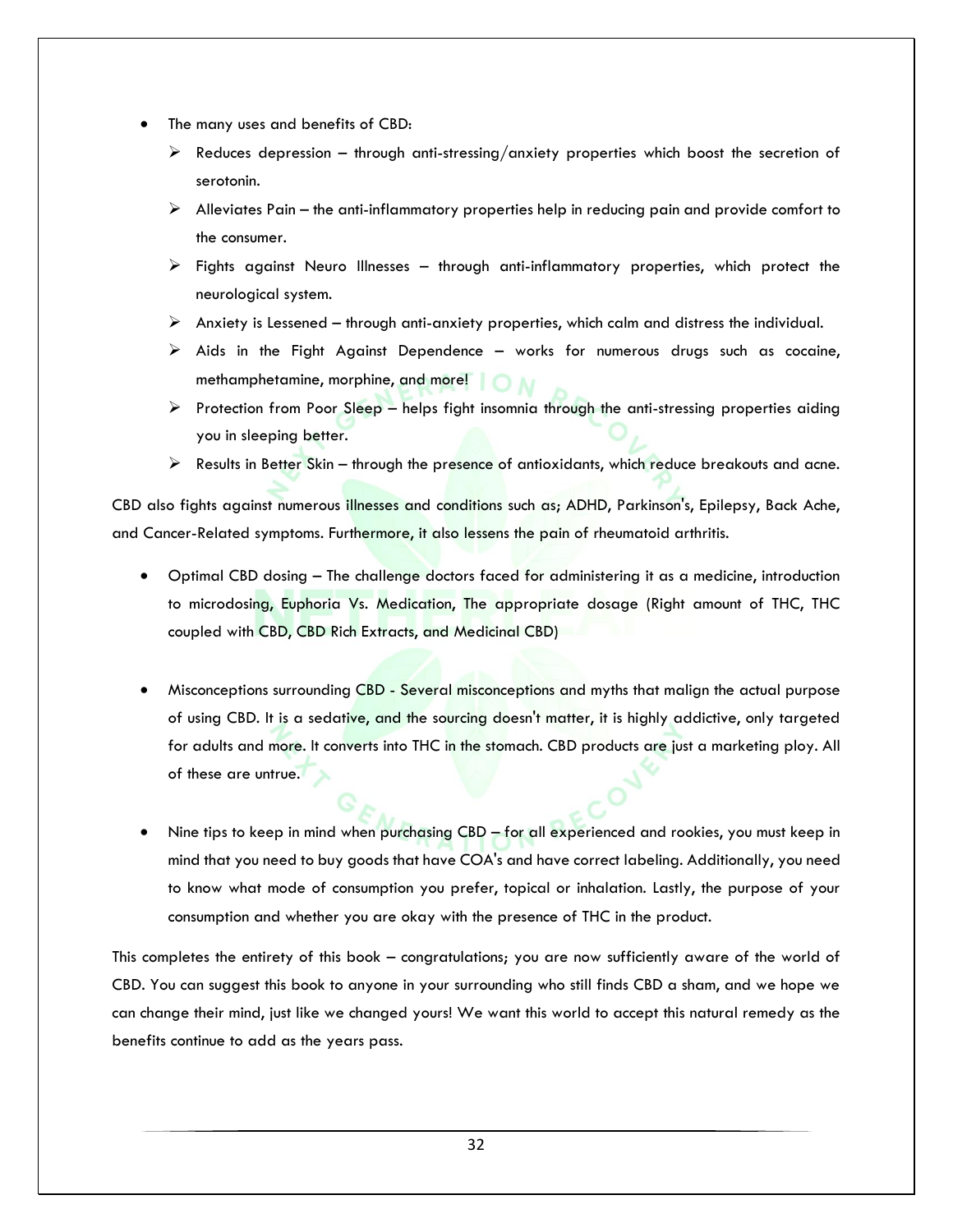- The many uses and benefits of CBD:
  - Reduces depression – through anti-stressing/anxiety properties which boost the secretion of serotonin.
  - Alleviates Pain – the anti-inflammatory properties help in reducing pain and provide comfort to the consumer.
  - Fights against Neuro Illnesses – through anti-inflammatory properties, which protect the neurological system.
  - Anxiety is Lessened – through anti-anxiety properties, which calm and distress the individual.
  - Aids in the Fight Against Dependence – works for numerous drugs such as cocaine, methamphetamine, morphine, and more!
  - Protection from Poor Sleep – helps fight insomnia through the anti-stressing properties aiding you in sleeping better.
  - Results in Better Skin – through the presence of antioxidants, which reduce breakouts and acne.

CBD also fights against numerous illnesses and conditions such as; ADHD, Parkinson's, Epilepsy, Back Ache, and Cancer-Related symptoms. Furthermore, it also lessens the pain of rheumatoid arthritis.

- Optimal CBD dosing – The challenge doctors faced for administering it as a medicine, introduction to microdosing, Euphoria Vs. Medication, The appropriate dosage (Right amount of THC, THC coupled with CBD, CBD Rich Extracts, and Medicinal CBD)

- Misconceptions surrounding CBD - Several misconceptions and myths that malign the actual purpose of using CBD. It is a sedative, and the sourcing doesn't matter, it is highly addictive, only targeted for adults and more. It converts into THC in the stomach. CBD products are just a marketing ploy. All of these are untrue.

- Nine tips to keep in mind when purchasing CBD – for all experienced and rookies, you must keep in mind that you need to buy goods that have COA's and have correct labeling. Additionally, you need to know what mode of consumption you prefer, topical or inhalation. Lastly, the purpose of your consumption and whether you are okay with the presence of THC in the product.

This completes the entirety of this book – congratulations; you are now sufficiently aware of the world of CBD. You can suggest this book to anyone in your surrounding who still finds CBD a sham, and we hope we can change their mind, just like we changed yours! We want this world to accept this natural remedy as the benefits continue to add as the years pass.